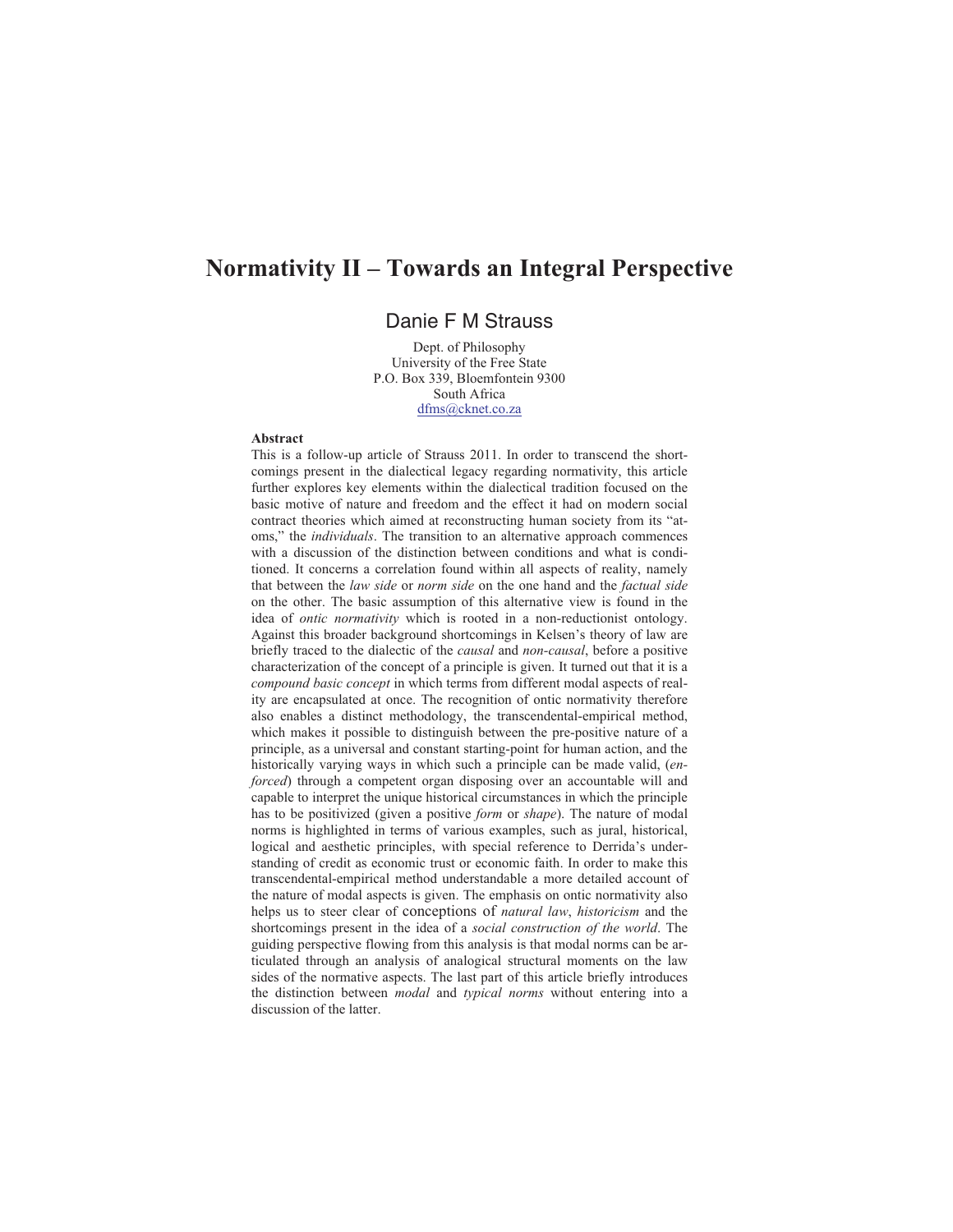# Normativity II – Towards an Integral Perspective

Danie F M Strauss

Dept. of Philosophy
University of the Free State
P.O. Box 339, Bloemfontein 9300
South Africa
dfms@cknet.co.za

**Abstract**

This is a follow-up article of Strauss 2011. In order to transcend the shortcomings present in the dialectical legacy regarding normativity, this article further explores key elements within the dialectical tradition focused on the basic motive of nature and freedom and the effect it had on modern social contract theories which aimed at reconstructing human society from its "atoms," the *individuals*. The transition to an alternative approach commences with a discussion of the distinction between conditions and what is conditioned. It concerns a correlation found within all aspects of reality, namely that between the *law side* or *norm side* on the one hand and the *factual side* on the other. The basic assumption of this alternative view is found in the idea of *ontic normativity* which is rooted in a non-reductionist ontology. Against this broader background shortcomings in Kelsen's theory of law are briefly traced to the dialectic of the *causal* and *non-causal*, before a positive characterization of the concept of a principle is given. It turned out that it is a *compound basic concept* in which terms from different modal aspects of reality are encapsulated at once. The recognition of ontic normativity therefore also enables a distinct methodology, the transcendental-empirical method, which makes it possible to distinguish between the pre-positive nature of a principle, as a universal and constant starting-point for human action, and the historically varying ways in which such a principle can be made valid, (*enforced*) through a competent organ disposing over an accountable will and capable to interpret the unique historical circumstances in which the principle has to be positivized (given a positive *form* or *shape*). The nature of modal norms is highlighted in terms of various examples, such as jural, historical, logical and aesthetic principles, with special reference to Derrida's understanding of credit as economic trust or economic faith. In order to make this transcendental-empirical method understandable a more detailed account of the nature of modal aspects is given. The emphasis on ontic normativity also helps us to steer clear of conceptions of *natural law*, *historicism* and the shortcomings present in the idea of a *social construction of the world*. The guiding perspective flowing from this analysis is that modal norms can be articulated through an analysis of analogical structural moments on the law sides of the normative aspects. The last part of this article briefly introduces the distinction between *modal* and *typical norms* without entering into a discussion of the latter.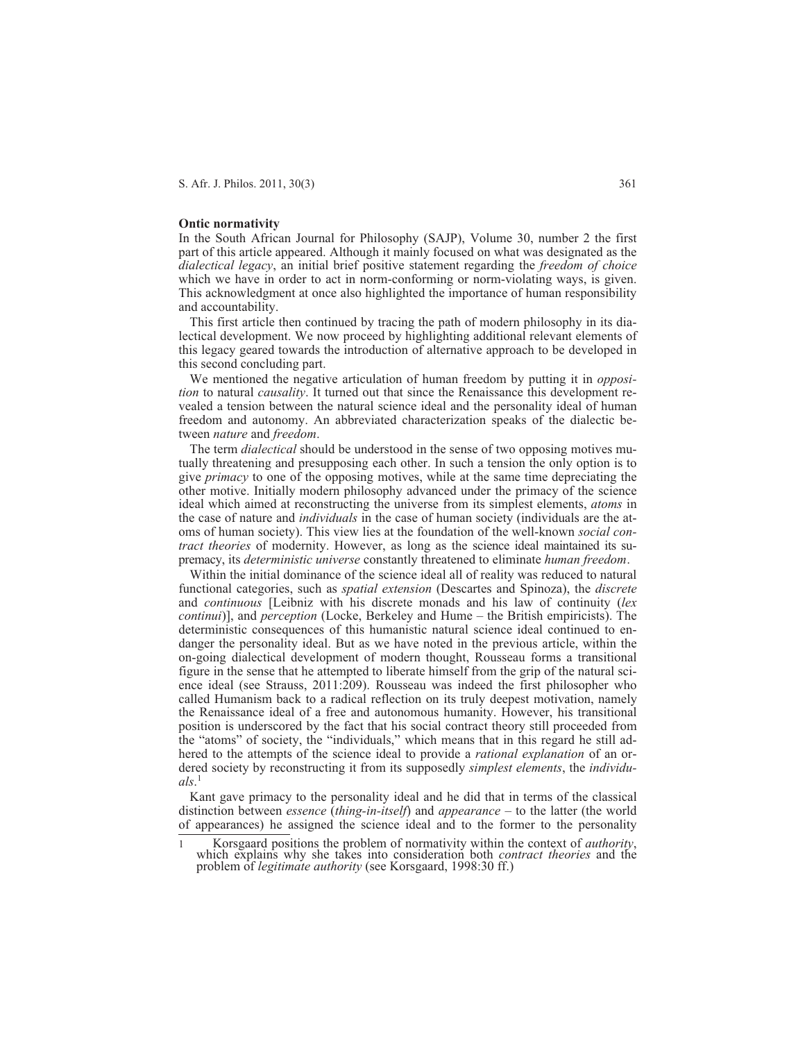## Ontic normativity

In the South African Journal for Philosophy (SAJP), Volume 30, number 2 the first part of this article appeared. Although it mainly focused on what was designated as the *dialectical legacy*, an initial brief positive statement regarding the *freedom of choice* which we have in order to act in norm-conforming or norm-violating ways, is given. This acknowledgment at once also highlighted the importance of human responsibility and accountability.

This first article then continued by tracing the path of modern philosophy in its dialectical development. We now proceed by highlighting additional relevant elements of this legacy geared towards the introduction of alternative approach to be developed in this second concluding part.

We mentioned the negative articulation of human freedom by putting it in *opposition* to natural *causality*. It turned out that since the Renaissance this development revealed a tension between the natural science ideal and the personality ideal of human freedom and autonomy. An abbreviated characterization speaks of the dialectic between *nature* and *freedom*.

The term *dialectical* should be understood in the sense of two opposing motives mutually threatening and presupposing each other. In such a tension the only option is to give *primacy* to one of the opposing motives, while at the same time depreciating the other motive. Initially modern philosophy advanced under the primacy of the science ideal which aimed at reconstructing the universe from its simplest elements, *atoms* in the case of nature and *individuals* in the case of human society (individuals are the atoms of human society). This view lies at the foundation of the well-known *social contract theories* of modernity. However, as long as the science ideal maintained its supremacy, its *deterministic universe* constantly threatened to eliminate *human freedom*.

Within the initial dominance of the science ideal all of reality was reduced to natural functional categories, such as *spatial extension* (Descartes and Spinoza), the *discrete* and *continuous* [Leibniz with his discrete monads and his law of continuity (*lex continui*)], and *perception* (Locke, Berkeley and Hume – the British empiricists). The deterministic consequences of this humanistic natural science ideal continued to endanger the personality ideal. But as we have noted in the previous article, within the on-going dialectical development of modern thought, Rousseau forms a transitional figure in the sense that he attempted to liberate himself from the grip of the natural science ideal (see Strauss, 2011:209). Rousseau was indeed the first philosopher who called Humanism back to a radical reflection on its truly deepest motivation, namely the Renaissance ideal of a free and autonomous humanity. However, his transitional position is underscored by the fact that his social contract theory still proceeded from the "atoms" of society, the "individuals," which means that in this regard he still adhered to the attempts of the science ideal to provide a *rational explanation* of an ordered society by reconstructing it from its supposedly *simplest elements*, the *individuals*.[1]

Kant gave primacy to the personality ideal and he did that in terms of the classical distinction between *essence* (*thing-in-itself*) and *appearance* – to the latter (the world of appearances) he assigned the science ideal and to the former to the personality

---

[1] Korsgaard positions the problem of normativity within the context of *authority*, which explains why she takes into consideration both *contract theories* and the problem of *legitimate authority* (see Korsgaard, 1998:30 ff.)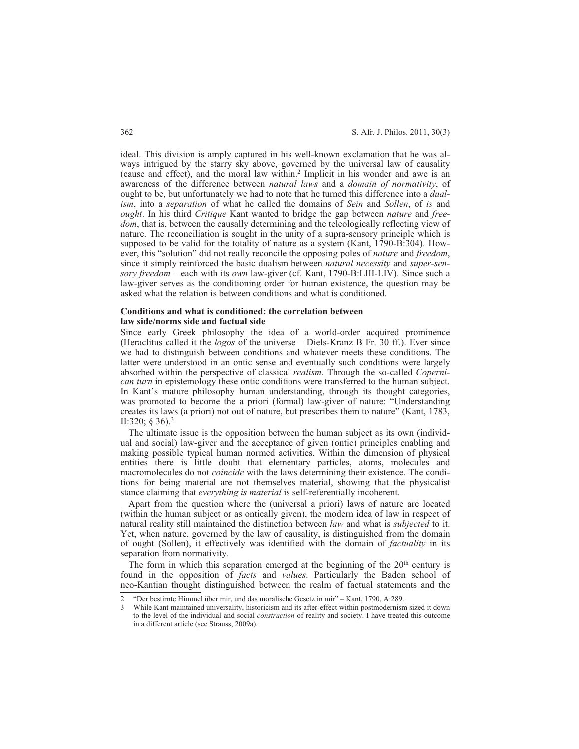ideal. This division is amply captured in his well-known exclamation that he was always intrigued by the starry sky above, governed by the universal law of causality (cause and effect), and the moral law within.[2] Implicit in his wonder and awe is an awareness of the difference between *natural laws* and a *domain of normativity*, of ought to be, but unfortunately we had to note that he turned this difference into a *dualism*, into a *separation* of what he called the domains of *Sein* and *Sollen*, of *is* and *ought*. In his third *Critique* Kant wanted to bridge the gap between *nature* and *freedom*, that is, between the causally determining and the teleologically reflecting view of nature. The reconciliation is sought in the unity of a supra-sensory principle which is supposed to be valid for the totality of nature as a system (Kant, 1790-B:304). However, this "solution" did not really reconcile the opposing poles of *nature* and *freedom*, since it simply reinforced the basic dualism between *natural necessity* and *super-sensory freedom* – each with its *own* law-giver (cf. Kant, 1790-B:LIII-LIV). Since such a law-giver serves as the conditioning order for human existence, the question may be asked what the relation is between conditions and what is conditioned.

**Conditions and what is conditioned: the correlation between law side/norms side and factual side**

Since early Greek philosophy the idea of a world-order acquired prominence (Heraclitus called it the *logos* of the universe – Diels-Kranz B Fr. 30 ff.). Ever since we had to distinguish between conditions and whatever meets these conditions. The latter were understood in an ontic sense and eventually such conditions were largely absorbed within the perspective of classical *realism*. Through the so-called *Copernican turn* in epistemology these ontic conditions were transferred to the human subject. In Kant's mature philosophy human understanding, through its thought categories, was promoted to become the a priori (formal) law-giver of nature: "Understanding creates its laws (a priori) not out of nature, but prescribes them to nature" (Kant, 1783, II:320; § 36).[3]

The ultimate issue is the opposition between the human subject as its own (individual and social) law-giver and the acceptance of given (ontic) principles enabling and making possible typical human normed activities. Within the dimension of physical entities there is little doubt that elementary particles, atoms, molecules and macromolecules do not *coincide* with the laws determining their existence. The conditions for being material are not themselves material, showing that the physicalist stance claiming that *everything is material* is self-referentially incoherent.

Apart from the question where the (universal a priori) laws of nature are located (within the human subject or as ontically given), the modern idea of law in respect of natural reality still maintained the distinction between *law* and what is *subjected* to it. Yet, when nature, governed by the law of causality, is distinguished from the domain of ought (Sollen), it effectively was identified with the domain of *factuality* in its separation from normativity.

The form in which this separation emerged at the beginning of the 20th century is found in the opposition of *facts* and *values*. Particularly the Baden school of neo-Kantian thought distinguished between the realm of factual statements and the

---

2 "Der bestirnte Himmel über mir, und das moralische Gesetz in mir" – Kant, 1790, A:289.

3 While Kant maintained universality, historicism and its after-effect within postmodernism sized it down to the level of the individual and social *construction* of reality and society. I have treated this outcome in a different article (see Strauss, 2009a).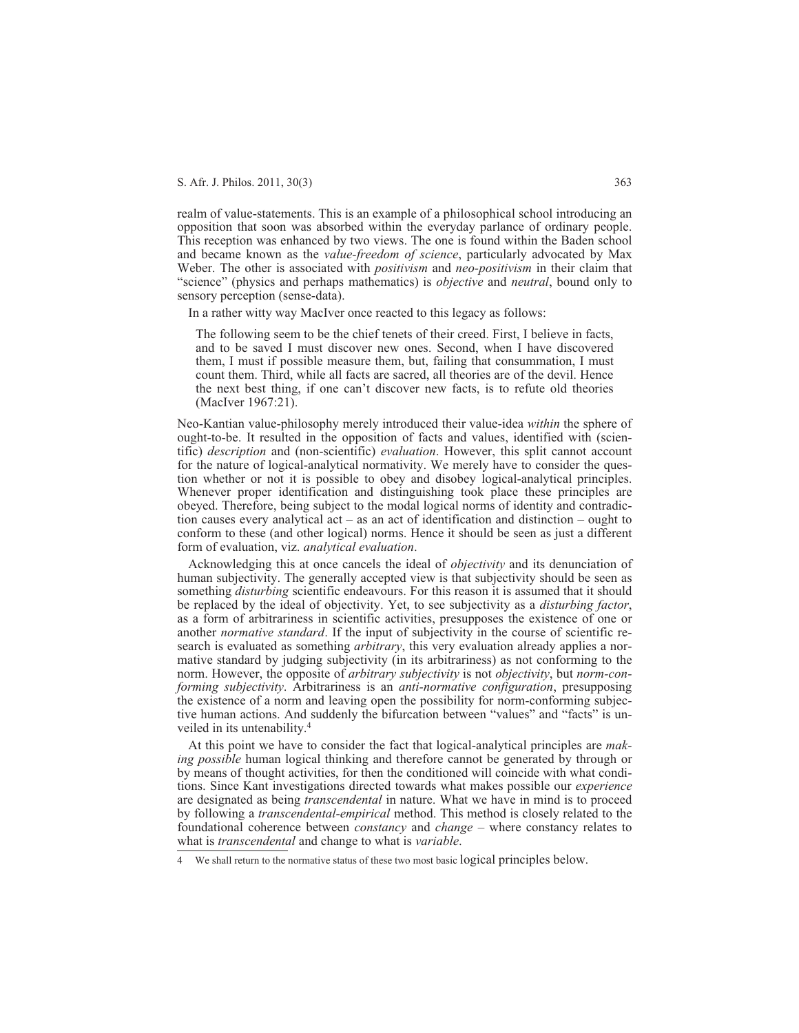realm of value-statements. This is an example of a philosophical school introducing an opposition that soon was absorbed within the everyday parlance of ordinary people. This reception was enhanced by two views. The one is found within the Baden school and became known as the *value-freedom of science*, particularly advocated by Max Weber. The other is associated with *positivism* and *neo-positivism* in their claim that "science" (physics and perhaps mathematics) is *objective* and *neutral*, bound only to sensory perception (sense-data).

In a rather witty way MacIver once reacted to this legacy as follows:

> The following seem to be the chief tenets of their creed. First, I believe in facts, and to be saved I must discover new ones. Second, when I have discovered them, I must if possible measure them, but, failing that consummation, I must count them. Third, while all facts are sacred, all theories are of the devil. Hence the next best thing, if one can't discover new facts, is to refute old theories (MacIver 1967:21).

Neo-Kantian value-philosophy merely introduced their value-idea *within* the sphere of ought-to-be. It resulted in the opposition of facts and values, identified with (scientific) *description* and (non-scientific) *evaluation*. However, this split cannot account for the nature of logical-analytical normativity. We merely have to consider the question whether or not it is possible to obey and disobey logical-analytical principles. Whenever proper identification and distinguishing took place these principles are obeyed. Therefore, being subject to the modal logical norms of identity and contradiction causes every analytical act – as an act of identification and distinction – ought to conform to these (and other logical) norms. Hence it should be seen as just a different form of evaluation, viz. *analytical evaluation*.

Acknowledging this at once cancels the ideal of *objectivity* and its denunciation of human subjectivity. The generally accepted view is that subjectivity should be seen as something *disturbing* scientific endeavours. For this reason it is assumed that it should be replaced by the ideal of objectivity. Yet, to see subjectivity as a *disturbing factor*, as a form of arbitrariness in scientific activities, presupposes the existence of one or another *normative standard*. If the input of subjectivity in the course of scientific research is evaluated as something *arbitrary*, this very evaluation already applies a normative standard by judging subjectivity (in its arbitrariness) as not conforming to the norm. However, the opposite of *arbitrary subjectivity* is not *objectivity*, but *norm-conforming subjectivity*. Arbitrariness is an *anti-normative configuration*, presupposing the existence of a norm and leaving open the possibility for norm-conforming subjective human actions. And suddenly the bifurcation between "values" and "facts" is unveiled in its untenability.[4]

At this point we have to consider the fact that logical-analytical principles are *making possible* human logical thinking and therefore cannot be generated by through or by means of thought activities, for then the conditioned will coincide with what conditions. Since Kant investigations directed towards what makes possible our *experience* are designated as being *transcendental* in nature. What we have in mind is to proceed by following a *transcendental-empirical* method. This method is closely related to the foundational coherence between *constancy* and *change* – where constancy relates to what is *transcendental* and change to what is *variable*.

---

4 We shall return to the normative status of these two most basic logical principles below.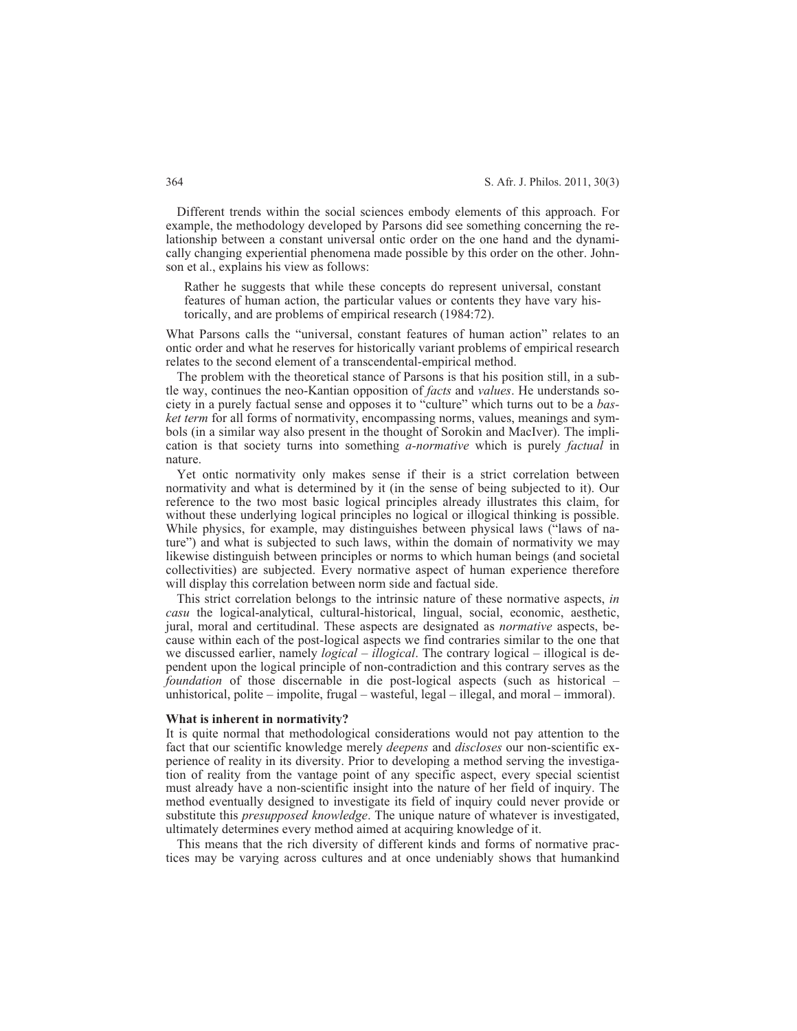Different trends within the social sciences embody elements of this approach. For example, the methodology developed by Parsons did see something concerning the relationship between a constant universal ontic order on the one hand and the dynamically changing experiential phenomena made possible by this order on the other. Johnson et al., explains his view as follows:

> Rather he suggests that while these concepts do represent universal, constant features of human action, the particular values or contents they have vary historically, and are problems of empirical research (1984:72).

What Parsons calls the "universal, constant features of human action" relates to an ontic order and what he reserves for historically variant problems of empirical research relates to the second element of a transcendental-empirical method.

The problem with the theoretical stance of Parsons is that his position still, in a subtle way, continues the neo-Kantian opposition of *facts* and *values*. He understands society in a purely factual sense and opposes it to "culture" which turns out to be a *basket term* for all forms of normativity, encompassing norms, values, meanings and symbols (in a similar way also present in the thought of Sorokin and MacIver). The implication is that society turns into something *a-normative* which is purely *factual* in nature.

Yet ontic normativity only makes sense if their is a strict correlation between normativity and what is determined by it (in the sense of being subjected to it). Our reference to the two most basic logical principles already illustrates this claim, for without these underlying logical principles no logical or illogical thinking is possible. While physics, for example, may distinguishes between physical laws ("laws of nature") and what is subjected to such laws, within the domain of normativity we may likewise distinguish between principles or norms to which human beings (and societal collectivities) are subjected. Every normative aspect of human experience therefore will display this correlation between norm side and factual side.

This strict correlation belongs to the intrinsic nature of these normative aspects, *in casu* the logical-analytical, cultural-historical, lingual, social, economic, aesthetic, jural, moral and certitudinal. These aspects are designated as *normative* aspects, because within each of the post-logical aspects we find contraries similar to the one that we discussed earlier, namely *logical – illogical*. The contrary logical – illogical is dependent upon the logical principle of non-contradiction and this contrary serves as the *foundation* of those discernable in die post-logical aspects (such as historical – unhistorical, polite – impolite, frugal – wasteful, legal – illegal, and moral – immoral).

### What is inherent in normativity?

It is quite normal that methodological considerations would not pay attention to the fact that our scientific knowledge merely *deepens* and *discloses* our non-scientific experience of reality in its diversity. Prior to developing a method serving the investigation of reality from the vantage point of any specific aspect, every special scientist must already have a non-scientific insight into the nature of her field of inquiry. The method eventually designed to investigate its field of inquiry could never provide or substitute this *presupposed knowledge*. The unique nature of whatever is investigated, ultimately determines every method aimed at acquiring knowledge of it.

This means that the rich diversity of different kinds and forms of normative practices may be varying across cultures and at once undeniably shows that humankind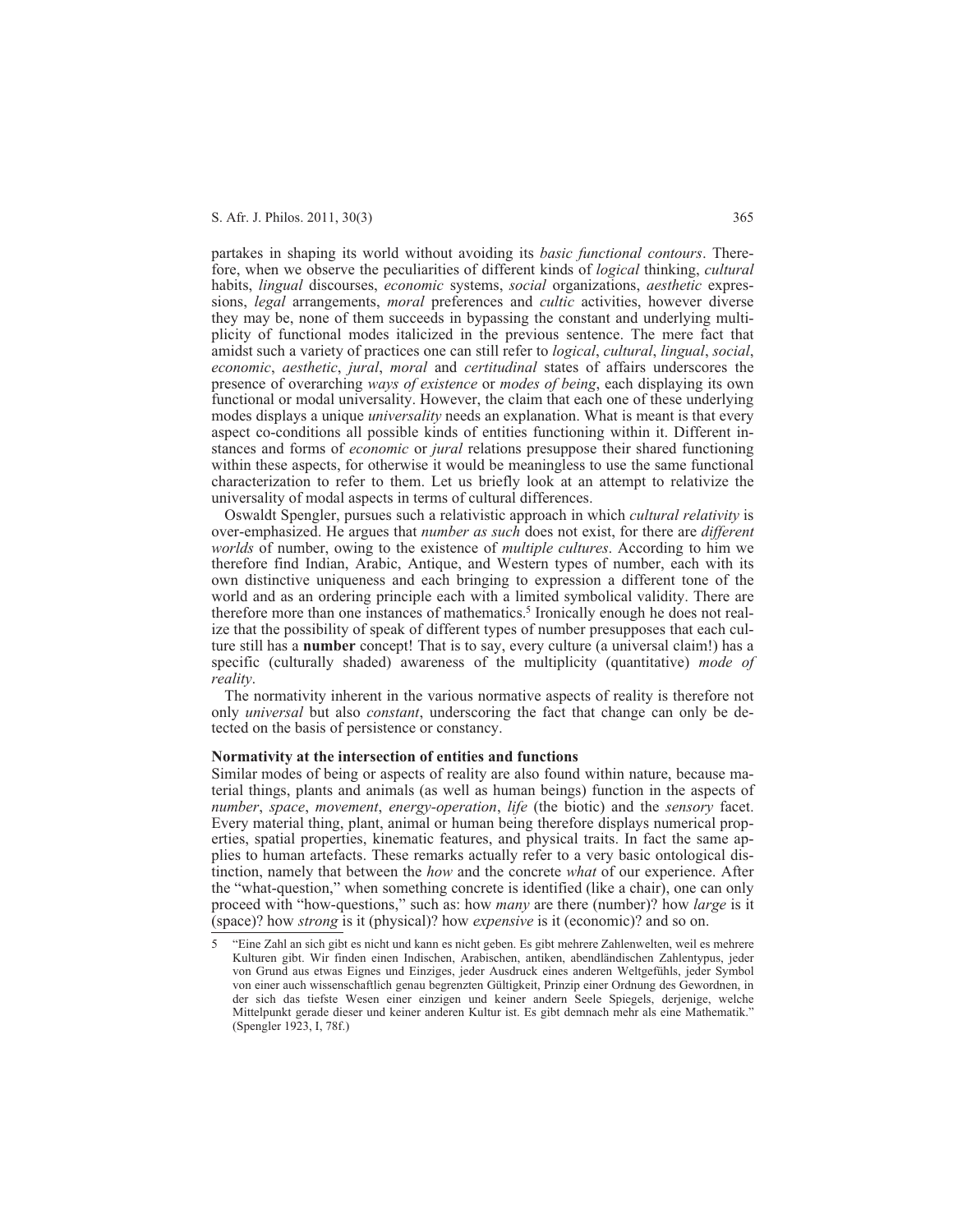partakes in shaping its world without avoiding its *basic functional contours*. Therefore, when we observe the peculiarities of different kinds of *logical* thinking, *cultural* habits, *lingual* discourses, *economic* systems, *social* organizations, *aesthetic* expressions, *legal* arrangements, *moral* preferences and *cultic* activities, however diverse they may be, none of them succeeds in bypassing the constant and underlying multiplicity of functional modes italicized in the previous sentence. The mere fact that amidst such a variety of practices one can still refer to *logical*, *cultural*, *lingual*, *social*, *economic*, *aesthetic*, *jural*, *moral* and *certitudinal* states of affairs underscores the presence of overarching *ways of existence* or *modes of being*, each displaying its own functional or modal universality. However, the claim that each one of these underlying modes displays a unique *universality* needs an explanation. What is meant is that every aspect co-conditions all possible kinds of entities functioning within it. Different instances and forms of *economic* or *jural* relations presuppose their shared functioning within these aspects, for otherwise it would be meaningless to use the same functional characterization to refer to them. Let us briefly look at an attempt to relativize the universality of modal aspects in terms of cultural differences.

Oswaldt Spengler, pursues such a relativistic approach in which *cultural relativity* is over-emphasized. He argues that *number as such* does not exist, for there are *different worlds* of number, owing to the existence of *multiple cultures*. According to him we therefore find Indian, Arabic, Antique, and Western types of number, each with its own distinctive uniqueness and each bringing to expression a different tone of the world and as an ordering principle each with a limited symbolical validity. There are therefore more than one instances of mathematics.[5] Ironically enough he does not realize that the possibility of speak of different types of number presupposes that each culture still has a **number** concept! That is to say, every culture (a universal claim!) has a specific (culturally shaded) awareness of the multiplicity (quantitative) *mode of reality*.

The normativity inherent in the various normative aspects of reality is therefore not only *universal* but also *constant*, underscoring the fact that change can only be detected on the basis of persistence or constancy.

### Normativity at the intersection of entities and functions

Similar modes of being or aspects of reality are also found within nature, because material things, plants and animals (as well as human beings) function in the aspects of *number*, *space*, *movement*, *energy-operation*, *life* (the biotic) and the *sensory* facet. Every material thing, plant, animal or human being therefore displays numerical properties, spatial properties, kinematic features, and physical traits. In fact the same applies to human artefacts. These remarks actually refer to a very basic ontological distinction, namely that between the *how* and the concrete *what* of our experience. After the "what-question," when something concrete is identified (like a chair), one can only proceed with "how-questions," such as: how *many* are there (number)? how *large* is it (space)? how *strong* is it (physical)? how *expensive* is it (economic)? and so on.

---

5 "Eine Zahl an sich gibt es nicht und kann es nicht geben. Es gibt mehrere Zahlenwelten, weil es mehrere Kulturen gibt. Wir finden einen Indischen, Arabischen, antiken, abendländischen Zahlentypus, jeder von Grund aus etwas Eignes und Einziges, jeder Ausdruck eines anderen Weltgefühls, jeder Symbol von einer auch wissenschaftlich genau begrenzten Gültigkeit, Prinzip einer Ordnung des Gewordnen, in der sich das tiefste Wesen einer einzigen und keiner andern Seele Spiegels, derjenige, welche Mittelpunkt gerade dieser und keiner anderen Kultur ist. Es gibt demnach mehr als eine Mathematik." (Spengler 1923, I, 78f.)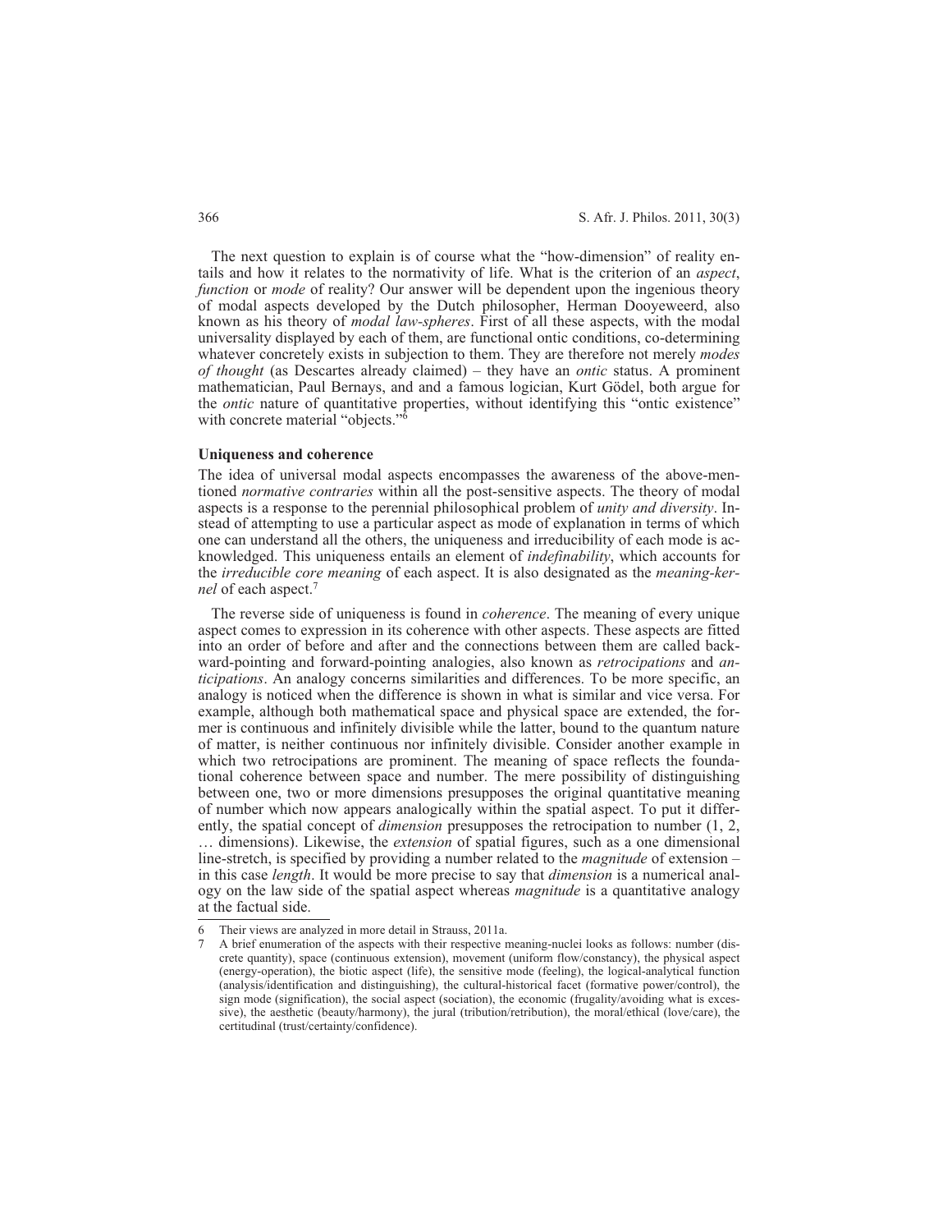The next question to explain is of course what the "how-dimension" of reality entails and how it relates to the normativity of life. What is the criterion of an *aspect*, *function* or *mode* of reality? Our answer will be dependent upon the ingenious theory of modal aspects developed by the Dutch philosopher, Herman Dooyeweerd, also known as his theory of *modal law-spheres*. First of all these aspects, with the modal universality displayed by each of them, are functional ontic conditions, co-determining whatever concretely exists in subjection to them. They are therefore not merely *modes of thought* (as Descartes already claimed) – they have an *ontic* status. A prominent mathematician, Paul Bernays, and and a famous logician, Kurt Gödel, both argue for the *ontic* nature of quantitative properties, without identifying this "ontic existence" with concrete material "objects."[6]

**Uniqueness and coherence**

The idea of universal modal aspects encompasses the awareness of the above-mentioned *normative contraries* within all the post-sensitive aspects. The theory of modal aspects is a response to the perennial philosophical problem of *unity and diversity*. Instead of attempting to use a particular aspect as mode of explanation in terms of which one can understand all the others, the uniqueness and irreducibility of each mode is acknowledged. This uniqueness entails an element of *indefinability*, which accounts for the *irreducible core meaning* of each aspect. It is also designated as the *meaning-kernel* of each aspect.[7]

The reverse side of uniqueness is found in *coherence*. The meaning of every unique aspect comes to expression in its coherence with other aspects. These aspects are fitted into an order of before and after and the connections between them are called backward-pointing and forward-pointing analogies, also known as *retrocipations* and *anticipations*. An analogy concerns similarities and differences. To be more specific, an analogy is noticed when the difference is shown in what is similar and vice versa. For example, although both mathematical space and physical space are extended, the former is continuous and infinitely divisible while the latter, bound to the quantum nature of matter, is neither continuous nor infinitely divisible. Consider another example in which two retrocipations are prominent. The meaning of space reflects the foundational coherence between space and number. The mere possibility of distinguishing between one, two or more dimensions presupposes the original quantitative meaning of number which now appears analogically within the spatial aspect. To put it differently, the spatial concept of *dimension* presupposes the retrocipation to number (1, 2, … dimensions). Likewise, the *extension* of spatial figures, such as a one dimensional line-stretch, is specified by providing a number related to the *magnitude* of extension – in this case *length*. It would be more precise to say that *dimension* is a numerical analogy on the law side of the spatial aspect whereas *magnitude* is a quantitative analogy at the factual side.

---

6 Their views are analyzed in more detail in Strauss, 2011a.

7 A brief enumeration of the aspects with their respective meaning-nuclei looks as follows: number (discrete quantity), space (continuous extension), movement (uniform flow/constancy), the physical aspect (energy-operation), the biotic aspect (life), the sensitive mode (feeling), the logical-analytical function (analysis/identification and distinguishing), the cultural-historical facet (formative power/control), the sign mode (signification), the social aspect (sociation), the economic (frugality/avoiding what is excessive), the aesthetic (beauty/harmony), the jural (tribution/retribution), the moral/ethical (love/care), the certitudinal (trust/certainty/confidence).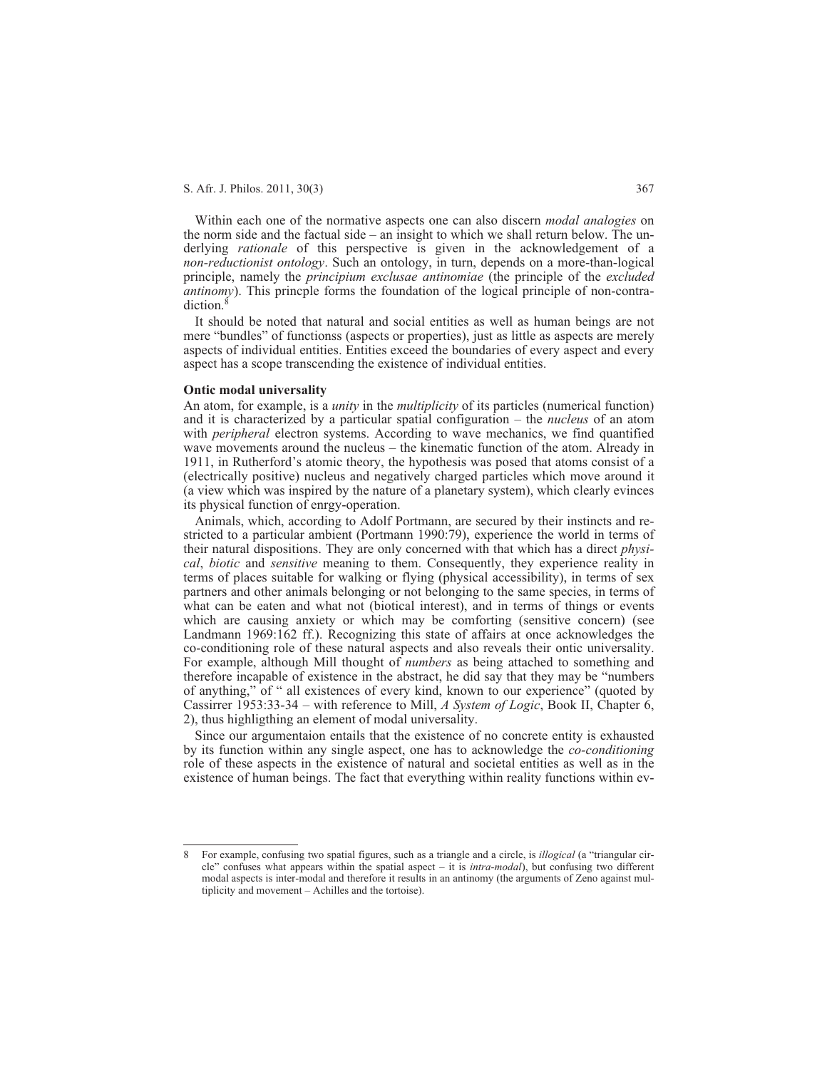Within each one of the normative aspects one can also discern *modal analogies* on the norm side and the factual side – an insight to which we shall return below. The underlying *rationale* of this perspective is given in the acknowledgement of a *non-reductionist ontology*. Such an ontology, in turn, depends on a more-than-logical principle, namely the *principium exclusae antinomiae* (the principle of the *excluded antinomy*). This princple forms the foundation of the logical principle of non-contradiction.[8]

It should be noted that natural and social entities as well as human beings are not mere "bundles" of functionss (aspects or properties), just as little as aspects are merely aspects of individual entities. Entities exceed the boundaries of every aspect and every aspect has a scope transcending the existence of individual entities.

### Ontic modal universality

An atom, for example, is a *unity* in the *multiplicity* of its particles (numerical function) and it is characterized by a particular spatial configuration – the *nucleus* of an atom with *peripheral* electron systems. According to wave mechanics, we find quantified wave movements around the nucleus – the kinematic function of the atom. Already in 1911, in Rutherford's atomic theory, the hypothesis was posed that atoms consist of a (electrically positive) nucleus and negatively charged particles which move around it (a view which was inspired by the nature of a planetary system), which clearly evinces its physical function of enrgy-operation.

Animals, which, according to Adolf Portmann, are secured by their instincts and restricted to a particular ambient (Portmann 1990:79), experience the world in terms of their natural dispositions. They are only concerned with that which has a direct *physical*, *biotic* and *sensitive* meaning to them. Consequently, they experience reality in terms of places suitable for walking or flying (physical accessibility), in terms of sex partners and other animals belonging or not belonging to the same species, in terms of what can be eaten and what not (biotical interest), and in terms of things or events which are causing anxiety or which may be comforting (sensitive concern) (see Landmann 1969:162 ff.). Recognizing this state of affairs at once acknowledges the co-conditioning role of these natural aspects and also reveals their ontic universality. For example, although Mill thought of *numbers* as being attached to something and therefore incapable of existence in the abstract, he did say that they may be "numbers of anything," of " all existences of every kind, known to our experience" (quoted by Cassirrer 1953:33-34 – with reference to Mill, *A System of Logic*, Book II, Chapter 6, 2), thus highligthing an element of modal universality.

Since our argumentaion entails that the existence of no concrete entity is exhausted by its function within any single aspect, one has to acknowledge the *co-conditioning* role of these aspects in the existence of natural and societal entities as well as in the existence of human beings. The fact that everything within reality functions within ev-

---

8 For example, confusing two spatial figures, such as a triangle and a circle, is *illogical* (a "triangular circle" confuses what appears within the spatial aspect – it is *intra-modal*), but confusing two different modal aspects is inter-modal and therefore it results in an antinomy (the arguments of Zeno against multiplicity and movement – Achilles and the tortoise).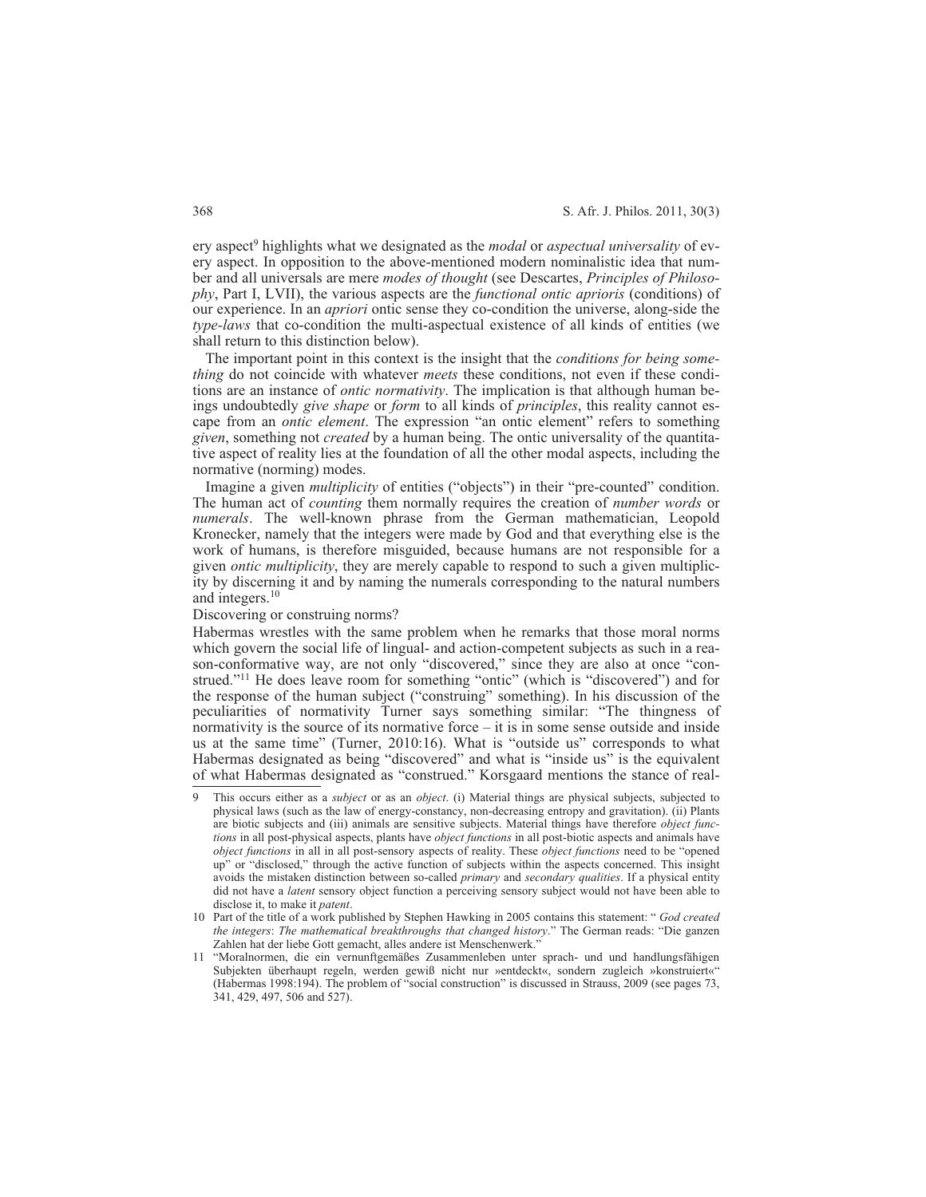ery aspect[9] highlights what we designated as the *modal* or *aspectual universality* of every aspect. In opposition to the above-mentioned modern nominalistic idea that number and all universals are mere *modes of thought* (see Descartes, *Principles of Philosophy*, Part I, LVII), the various aspects are the *functional ontic aprioris* (conditions) of our experience. In an *apriori* ontic sense they co-condition the universe, along-side the *type-laws* that co-condition the multi-aspectual existence of all kinds of entities (we shall return to this distinction below).

The important point in this context is the insight that the *conditions for being something* do not coincide with whatever *meets* these conditions, not even if these conditions are an instance of *ontic normativity*. The implication is that although human beings undoubtedly *give shape* or *form* to all kinds of *principles*, this reality cannot escape from an *ontic element*. The expression "an ontic element" refers to something *given*, something not *created* by a human being. The ontic universality of the quantitative aspect of reality lies at the foundation of all the other modal aspects, including the normative (norming) modes.

Imagine a given *multiplicity* of entities ("objects") in their "pre-counted" condition. The human act of *counting* them normally requires the creation of *number words* or *numerals*. The well-known phrase from the German mathematician, Leopold Kronecker, namely that the integers were made by God and that everything else is the work of humans, is therefore misguided, because humans are not responsible for a given *ontic multiplicity*, they are merely capable to respond to such a given multiplicity by discerning it and by naming the numerals corresponding to the natural numbers and integers.[10]

Discovering or construing norms?

Habermas wrestles with the same problem when he remarks that those moral norms which govern the social life of lingual- and action-competent subjects as such in a reason-conformative way, are not only "discovered," since they are also at once "construed."[11] He does leave room for something "ontic" (which is "discovered") and for the response of the human subject ("construing" something). In his discussion of the peculiarities of normativity Turner says something similar: "The thingness of normativity is the source of its normative force – it is in some sense outside and inside us at the same time" (Turner, 2010:16). What is "outside us" corresponds to what Habermas designated as being "discovered" and what is "inside us" is the equivalent of what Habermas designated as "construed." Korsgaard mentions the stance of real-

---

9 This occurs either as a *subject* or as an *object*. (i) Material things are physical subjects, subjected to physical laws (such as the law of energy-constancy, non-decreasing entropy and gravitation). (ii) Plants are biotic subjects and (iii) animals are sensitive subjects. Material things have therefore *object functions* in all post-physical aspects, plants have *object functions* in all post-biotic aspects and animals have *object functions* in all in all post-sensory aspects of reality. These *object functions* need to be "opened up" or "disclosed," through the active function of subjects within the aspects concerned. This insight avoids the mistaken distinction between so-called *primary* and *secondary qualities*. If a physical entity did not have a *latent* sensory object function a perceiving sensory subject would not have been able to disclose it, to make it *patent*.

10 Part of the title of a work published by Stephen Hawking in 2005 contains this statement: " *God created the integers*: *The mathematical breakthroughs that changed history*." The German reads: "Die ganzen Zahlen hat der liebe Gott gemacht, alles andere ist Menschenwerk."

11 "Moralnormen, die ein vernunftgemäßes Zusammenleben unter sprach- und und handlungsfähigen Subjekten überhaupt regeln, werden gewiß nicht nur »entdeckt«, sondern zugleich »konstruiert«" (Habermas 1998:194). The problem of "social construction" is discussed in Strauss, 2009 (see pages 73, 341, 429, 497, 506 and 527).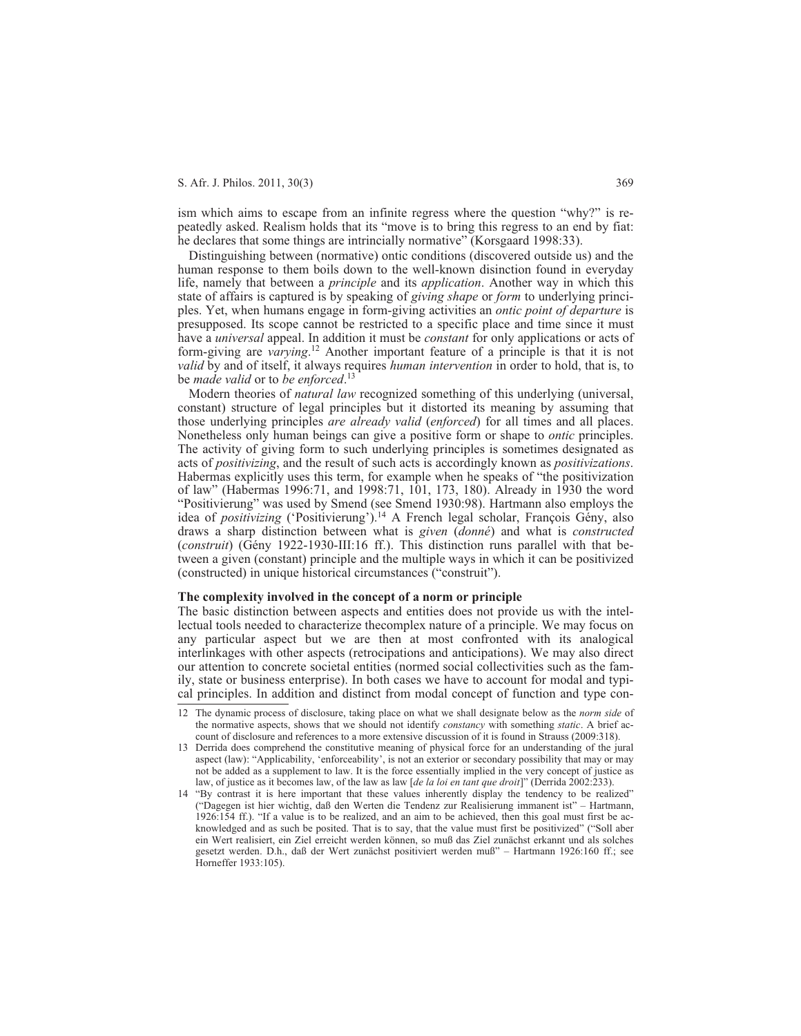ism which aims to escape from an infinite regress where the question "why?" is repeatedly asked. Realism holds that its "move is to bring this regress to an end by fiat: he declares that some things are intrincially normative" (Korsgaard 1998:33).

Distinguishing between (normative) ontic conditions (discovered outside us) and the human response to them boils down to the well-known disinction found in everyday life, namely that between a *principle* and its *application*. Another way in which this state of affairs is captured is by speaking of *giving shape* or *form* to underlying principles. Yet, when humans engage in form-giving activities an *ontic point of departure* is presupposed. Its scope cannot be restricted to a specific place and time since it must have a *universal* appeal. In addition it must be *constant* for only applications or acts of form-giving are *varying*.[12] Another important feature of a principle is that it is not *valid* by and of itself, it always requires *human intervention* in order to hold, that is, to be *made valid* or to *be enforced*.[13]

Modern theories of *natural law* recognized something of this underlying (universal, constant) structure of legal principles but it distorted its meaning by assuming that those underlying principles *are already valid* (*enforced*) for all times and all places. Nonetheless only human beings can give a positive form or shape to *ontic* principles. The activity of giving form to such underlying principles is sometimes designated as acts of *positivizing*, and the result of such acts is accordingly known as *positivizations*. Habermas explicitly uses this term, for example when he speaks of "the positivization of law" (Habermas 1996:71, and 1998:71, 101, 173, 180). Already in 1930 the word "Positivierung" was used by Smend (see Smend 1930:98). Hartmann also employs the idea of *positivizing* ('Positivierung').[14] A French legal scholar, François Gény, also draws a sharp distinction between what is *given* (*donné*) and what is *constructed* (*construit*) (Gény 1922-1930-III:16 ff.). This distinction runs parallel with that between a given (constant) principle and the multiple ways in which it can be positivized (constructed) in unique historical circumstances ("construit").

**The complexity involved in the concept of a norm or principle**

The basic distinction between aspects and entities does not provide us with the intellectual tools needed to characterize thecomplex nature of a principle. We may focus on any particular aspect but we are then at most confronted with its analogical interlinkages with other aspects (retrocipations and anticipations). We may also direct our attention to concrete societal entities (normed social collectivities such as the family, state or business enterprise). In both cases we have to account for modal and typical principles. In addition and distinct from modal concept of function and type con-

---

12 The dynamic process of disclosure, taking place on what we shall designate below as the *norm side* of the normative aspects, shows that we should not identify *constancy* with something *static*. A brief account of disclosure and references to a more extensive discussion of it is found in Strauss (2009:318).

13 Derrida does comprehend the constitutive meaning of physical force for an understanding of the jural aspect (law): "Applicability, 'enforceability', is not an exterior or secondary possibility that may or may not be added as a supplement to law. It is the force essentially implied in the very concept of justice as law, of justice as it becomes law, of the law as law [*de la loi en tant que droit*]" (Derrida 2002:233).

14 "By contrast it is here important that these values inherently display the tendency to be realized" ("Dagegen ist hier wichtig, daß den Werten die Tendenz zur Realisierung immanent ist" – Hartmann, 1926:154 ff.). "If a value is to be realized, and an aim to be achieved, then this goal must first be acknowledged and as such be posited. That is to say, that the value must first be positivized" ("Soll aber ein Wert realisiert, ein Ziel erreicht werden können, so muß das Ziel zunächst erkannt und als solches gesetzt werden. D.h., daß der Wert zunächst positiviert werden muß" – Hartmann 1926:160 ff.; see Horneffer 1933:105).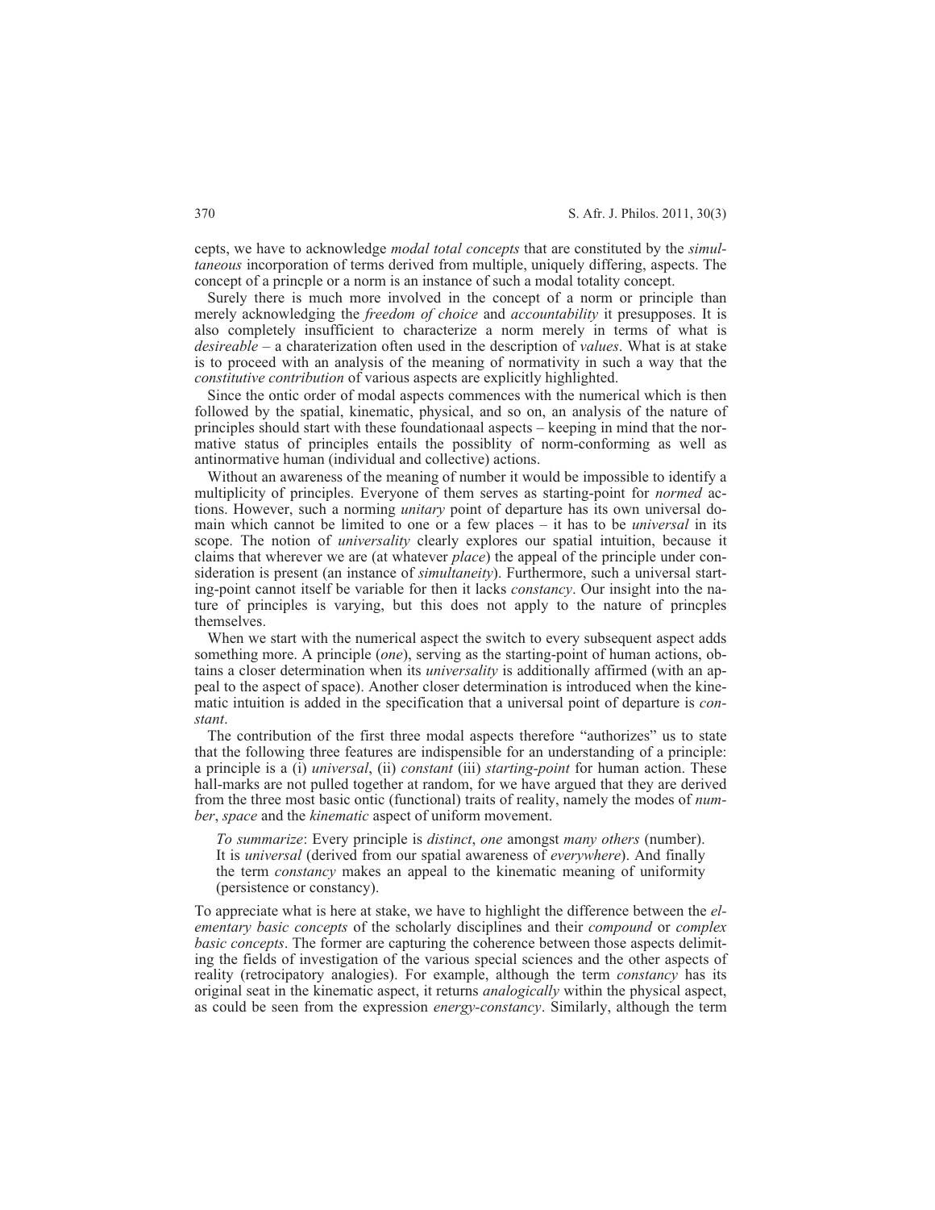cepts, we have to acknowledge *modal total concepts* that are constituted by the *simultaneous* incorporation of terms derived from multiple, uniquely differing, aspects. The concept of a princple or a norm is an instance of such a modal totality concept.

Surely there is much more involved in the concept of a norm or principle than merely acknowledging the *freedom of choice* and *accountability* it presupposes. It is also completely insufficient to characterize a norm merely in terms of what is *desireable* – a charaterization often used in the description of *values*. What is at stake is to proceed with an analysis of the meaning of normativity in such a way that the *constitutive contribution* of various aspects are explicitly highlighted.

Since the ontic order of modal aspects commences with the numerical which is then followed by the spatial, kinematic, physical, and so on, an analysis of the nature of principles should start with these foundationaal aspects – keeping in mind that the normative status of principles entails the possiblity of norm-conforming as well as antinormative human (individual and collective) actions.

Without an awareness of the meaning of number it would be impossible to identify a multiplicity of principles. Everyone of them serves as starting-point for *normed* actions. However, such a norming *unitary* point of departure has its own universal domain which cannot be limited to one or a few places – it has to be *universal* in its scope. The notion of *universality* clearly explores our spatial intuition, because it claims that wherever we are (at whatever *place*) the appeal of the principle under consideration is present (an instance of *simultaneity*). Furthermore, such a universal starting-point cannot itself be variable for then it lacks *constancy*. Our insight into the nature of principles is varying, but this does not apply to the nature of princples themselves.

When we start with the numerical aspect the switch to every subsequent aspect adds something more. A principle (*one*), serving as the starting-point of human actions, obtains a closer determination when its *universality* is additionally affirmed (with an appeal to the aspect of space). Another closer determination is introduced when the kinematic intuition is added in the specification that a universal point of departure is *constant*.

The contribution of the first three modal aspects therefore "authorizes" us to state that the following three features are indispensible for an understanding of a principle: a principle is a (i) *universal*, (ii) *constant* (iii) *starting-point* for human action. These hall-marks are not pulled together at random, for we have argued that they are derived from the three most basic ontic (functional) traits of reality, namely the modes of *number*, *space* and the *kinematic* aspect of uniform movement.

> *To summarize*: Every principle is *distinct*, *one* amongst *many others* (number). It is *universal* (derived from our spatial awareness of *everywhere*). And finally the term *constancy* makes an appeal to the kinematic meaning of uniformity (persistence or constancy).

To appreciate what is here at stake, we have to highlight the difference between the *elementary basic concepts* of the scholarly disciplines and their *compound* or *complex basic concepts*. The former are capturing the coherence between those aspects delimiting the fields of investigation of the various special sciences and the other aspects of reality (retrocipatory analogies). For example, although the term *constancy* has its original seat in the kinematic aspect, it returns *analogically* within the physical aspect, as could be seen from the expression *energy-constancy*. Similarly, although the term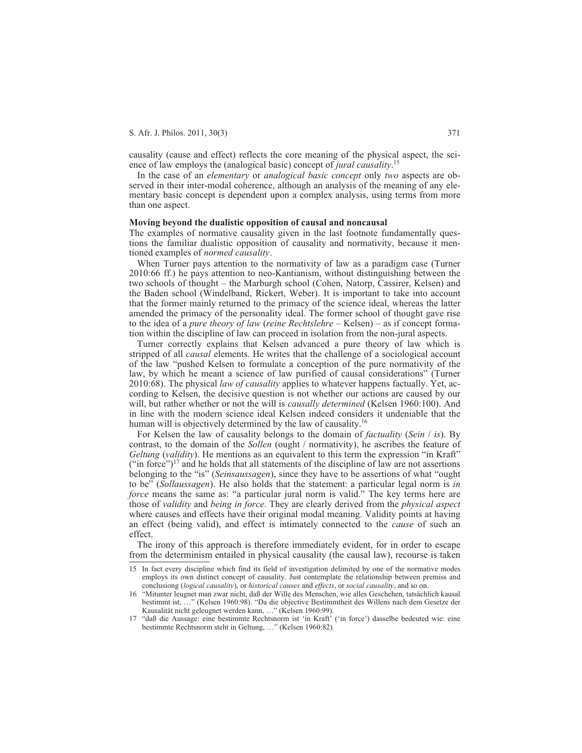causality (cause and effect) reflects the core meaning of the physical aspect, the science of law employs the (analogical basic) concept of *jural causality*.[15]

In the case of an *elementary* or *analogical basic concept* only *two* aspects are observed in their inter-modal coherence, although an analysis of the meaning of any elementary basic concept is dependent upon a complex analysis, using terms from more than one aspect.

**Moving beyond the dualistic opposition of causal and noncausal**

The examples of normative causality given in the last footnote fundamentally questions the familiar dualistic opposition of causality and normativity, because it mentioned examples of *normed causality*.

When Turner pays attention to the normativity of law as a paradigm case (Turner 2010:66 ff.) he pays attention to neo-Kantianism, without distinguishing between the two schools of thought – the Marburgh school (Cohen, Natorp, Cassirer, Kelsen) and the Baden school (Windelband, Rickert, Weber). It is important to take into account that the former mainly returned to the primacy of the science ideal, whereas the latter amended the primacy of the personality ideal. The former school of thought gave rise to the idea of a *pure theory of law* (*reine Rechtslehre* – Kelsen) – as if concept formation within the discipline of law can proceed in isolation from the non-jural aspects.

Turner correctly explains that Kelsen advanced a pure theory of law which is stripped of all *causal* elements. He writes that the challenge of a sociological account of the law "pushed Kelsen to formulate a conception of the pure normativity of the law, by which he meant a science of law purified of causal considerations" (Turner 2010:68). The physical *law of causality* applies to whatever happens factually. Yet, according to Kelsen, the decisive question is not whether our actions are caused by our will, but rather whether or not the will is *causally determined* (Kelsen 1960:100). And in line with the modern science ideal Kelsen indeed considers it undeniable that the human will is objectively determined by the law of causality.[16]

For Kelsen the law of causality belongs to the domain of *factuality* (*Sein* / *is*). By contrast, to the domain of the *Sollen* (ought / normativity), he ascribes the feature of *Geltung* (*validity*). He mentions as an equivalent to this term the expression "in Kraft" ("in force")[17] and he holds that all statements of the discipline of law are not assertions belonging to the "is" (*Seinsaussagen*), since they have to be assertions of what "ought to be" (*Sollaussagen*). He also holds that the statement: a particular legal norm is *in force* means the same as: "a particular jural norm is valid." The key terms here are those of *validity* and *being in force*. They are clearly derived from the *physical aspect* where causes and effects have their original modal meaning. Validity points at having an effect (being valid), and effect is intimately connected to the *cause* of such an effect.

The irony of this approach is therefore immediately evident, for in order to escape from the determinism entailed in physical causality (the causal law), recourse is taken

---

15 In fact every discipline which find its field of investigation delimited by one of the normative modes employs its own distinct concept of causality. Just contemplate the relationship between premiss and conclusiong (*logical causality*), or *historical causes* and *effects*, or *social causality*, and so on.

16 "Mitunter leugnet man zwar nicht, daß der Wille des Menschen, wie alles Geschehen, tatsächlich kausal bestimmt ist, …" (Kelsen 1960:98). "Da die objective Bestimmtheit des Willens nach dem Gesetze der Kausalität nicht geleugnet werden kann, …" (Kelsen 1960:99).

17 "daß die Aussage: eine bestimmte Rechtsnorm ist 'in Kraft' ('in force') dasselbe bedeuted wie: eine bestimmte Rechtsnorm steht in Geltung, …" (Kelsen 1960:82).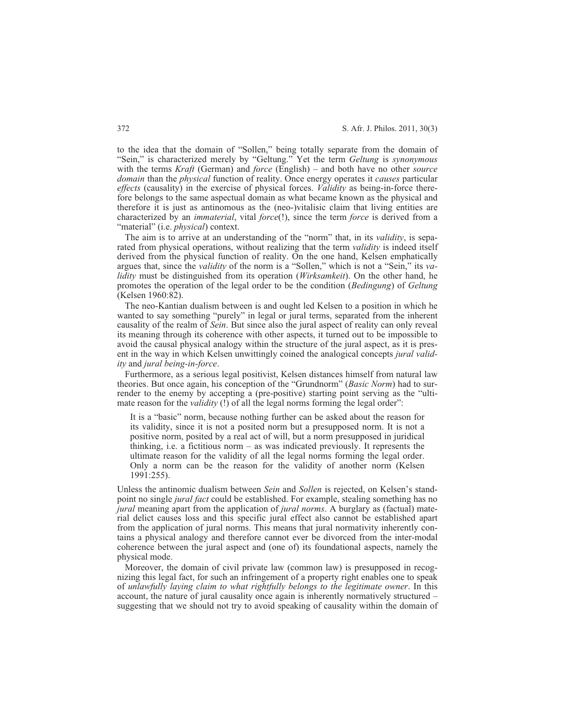to the idea that the domain of "Sollen," being totally separate from the domain of "Sein," is characterized merely by "Geltung." Yet the term *Geltung* is *synonymous* with the terms *Kraft* (German) and *force* (English) – and both have no other *source domain* than the *physical* function of reality. Once energy operates it *causes* particular *effects* (causality) in the exercise of physical forces. *Validity* as being-in-force therefore belongs to the same aspectual domain as what became known as the physical and therefore it is just as antinomous as the (neo-)vitalisic claim that living entities are characterized by an *immaterial*, vital *force*(!), since the term *force* is derived from a "material" (i.e. *physical*) context.

The aim is to arrive at an understanding of the "norm" that, in its *validity*, is separated from physical operations, without realizing that the term *validity* is indeed itself derived from the physical function of reality. On the one hand, Kelsen emphatically argues that, since the *validity* of the norm is a "Sollen," which is not a "Sein," its *validity* must be distinguished from its operation (*Wirksamkeit*). On the other hand, he promotes the operation of the legal order to be the condition (*Bedingung*) of *Geltung* (Kelsen 1960:82).

The neo-Kantian dualism between is and ought led Kelsen to a position in which he wanted to say something "purely" in legal or jural terms, separated from the inherent causality of the realm of *Sein*. But since also the jural aspect of reality can only reveal its meaning through its coherence with other aspects, it turned out to be impossible to avoid the causal physical analogy within the structure of the jural aspect, as it is present in the way in which Kelsen unwittingly coined the analogical concepts *jural validity* and *jural being-in-force*.

Furthermore, as a serious legal positivist, Kelsen distances himself from natural law theories. But once again, his conception of the "Grundnorm" (*Basic Norm*) had to surrender to the enemy by accepting a (pre-positive) starting point serving as the "ultimate reason for the *validity* (!) of all the legal norms forming the legal order":

> It is a "basic" norm, because nothing further can be asked about the reason for its validity, since it is not a posited norm but a presupposed norm. It is not a positive norm, posited by a real act of will, but a norm presupposed in juridical thinking, i.e. a fictitious norm – as was indicated previously. It represents the ultimate reason for the validity of all the legal norms forming the legal order. Only a norm can be the reason for the validity of another norm (Kelsen 1991:255).

Unless the antinomic dualism between *Sein* and *Sollen* is rejected, on Kelsen's standpoint no single *jural fact* could be established. For example, stealing something has no *jural* meaning apart from the application of *jural norms*. A burglary as (factual) material delict causes loss and this specific jural effect also cannot be established apart from the application of jural norms. This means that jural normativity inherently contains a physical analogy and therefore cannot ever be divorced from the inter-modal coherence between the jural aspect and (one of) its foundational aspects, namely the physical mode.

Moreover, the domain of civil private law (common law) is presupposed in recognizing this legal fact, for such an infringement of a property right enables one to speak of *unlawfully laying claim to what rightfully belongs to the legitimate owner*. In this account, the nature of jural causality once again is inherently normatively structured – suggesting that we should not try to avoid speaking of causality within the domain of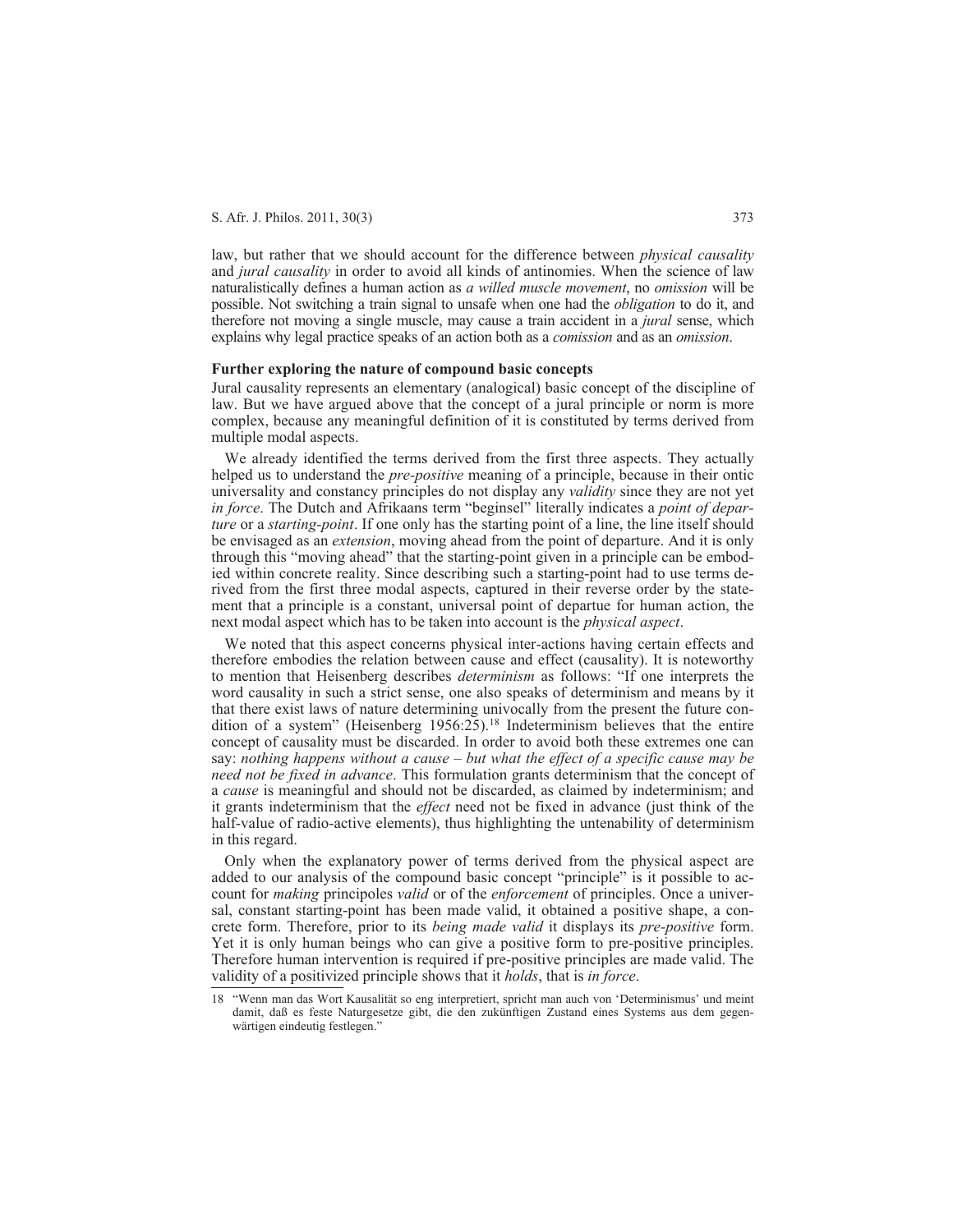law, but rather that we should account for the difference between *physical causality* and *jural causality* in order to avoid all kinds of antinomies. When the science of law naturalistically defines a human action as *a willed muscle movement*, no *omission* will be possible. Not switching a train signal to unsafe when one had the *obligation* to do it, and therefore not moving a single muscle, may cause a train accident in a *jural* sense, which explains why legal practice speaks of an action both as a *comission* and as an *omission*.

**Further exploring the nature of compound basic concepts**

Jural causality represents an elementary (analogical) basic concept of the discipline of law. But we have argued above that the concept of a jural principle or norm is more complex, because any meaningful definition of it is constituted by terms derived from multiple modal aspects.

We already identified the terms derived from the first three aspects. They actually helped us to understand the *pre-positive* meaning of a principle, because in their ontic universality and constancy principles do not display any *validity* since they are not yet *in force*. The Dutch and Afrikaans term "beginsel" literally indicates a *point of departure* or a *starting-point*. If one only has the starting point of a line, the line itself should be envisaged as an *extension*, moving ahead from the point of departure. And it is only through this "moving ahead" that the starting-point given in a principle can be embodied within concrete reality. Since describing such a starting-point had to use terms derived from the first three modal aspects, captured in their reverse order by the statement that a principle is a constant, universal point of departue for human action, the next modal aspect which has to be taken into account is the *physical aspect*.

We noted that this aspect concerns physical inter-actions having certain effects and therefore embodies the relation between cause and effect (causality). It is noteworthy to mention that Heisenberg describes *determinism* as follows: "If one interprets the word causality in such a strict sense, one also speaks of determinism and means by it that there exist laws of nature determining univocally from the present the future condition of a system" (Heisenberg 1956:25).[18] Indeterminism believes that the entire concept of causality must be discarded. In order to avoid both these extremes one can say: *nothing happens without a cause – but what the effect of a specific cause may be need not be fixed in advance*. This formulation grants determinism that the concept of a *cause* is meaningful and should not be discarded, as claimed by indeterminism; and it grants indeterminism that the *effect* need not be fixed in advance (just think of the half-value of radio-active elements), thus highlighting the untenability of determinism in this regard.

Only when the explanatory power of terms derived from the physical aspect are added to our analysis of the compound basic concept "principle" is it possible to account for *making* principoles *valid* or of the *enforcement* of principles. Once a universal, constant starting-point has been made valid, it obtained a positive shape, a concrete form. Therefore, prior to its *being made valid* it displays its *pre-positive* form. Yet it is only human beings who can give a positive form to pre-positive principles. Therefore human intervention is required if pre-positive principles are made valid. The validity of a positivized principle shows that it *holds*, that is *in force*.

18 "Wenn man das Wort Kausalität so eng interpretiert, spricht man auch von 'Determinismus' und meint damit, daß es feste Naturgesetze gibt, die den zukünftigen Zustand eines Systems aus dem gegenwärtigen eindeutig festlegen."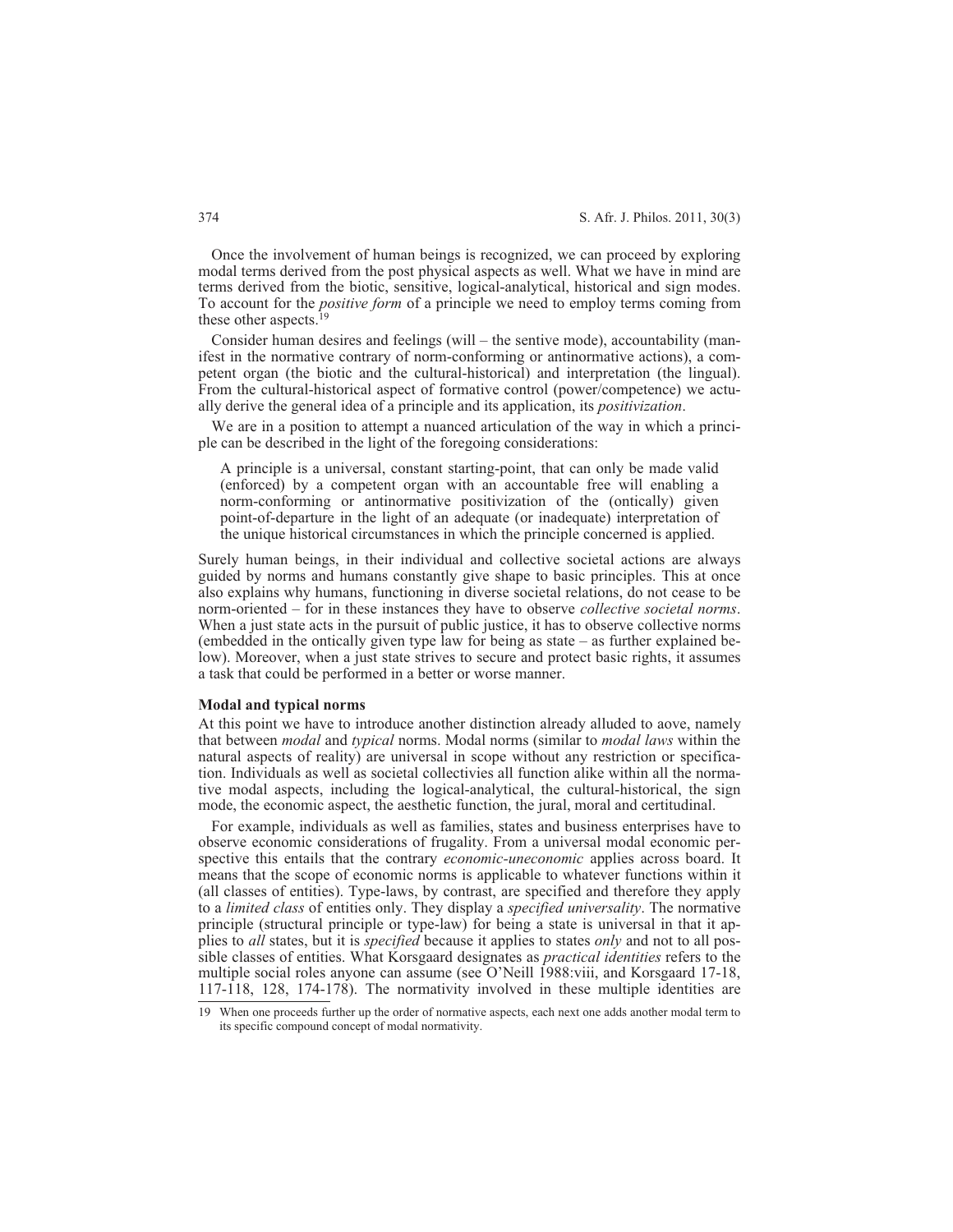Once the involvement of human beings is recognized, we can proceed by exploring modal terms derived from the post physical aspects as well. What we have in mind are terms derived from the biotic, sensitive, logical-analytical, historical and sign modes. To account for the *positive form* of a principle we need to employ terms coming from these other aspects.[19]

Consider human desires and feelings (will – the sentive mode), accountability (manifest in the normative contrary of norm-conforming or antinormative actions), a competent organ (the biotic and the cultural-historical) and interpretation (the lingual). From the cultural-historical aspect of formative control (power/competence) we actually derive the general idea of a principle and its application, its *positivization*.

We are in a position to attempt a nuanced articulation of the way in which a principle can be described in the light of the foregoing considerations:

> A principle is a universal, constant starting-point, that can only be made valid (enforced) by a competent organ with an accountable free will enabling a norm-conforming or antinormative positivization of the (ontically) given point-of-departure in the light of an adequate (or inadequate) interpretation of the unique historical circumstances in which the principle concerned is applied.

Surely human beings, in their individual and collective societal actions are always guided by norms and humans constantly give shape to basic principles. This at once also explains why humans, functioning in diverse societal relations, do not cease to be norm-oriented – for in these instances they have to observe *collective societal norms*. When a just state acts in the pursuit of public justice, it has to observe collective norms (embedded in the ontically given type law for being as state – as further explained below). Moreover, when a just state strives to secure and protect basic rights, it assumes a task that could be performed in a better or worse manner.

**Modal and typical norms**

At this point we have to introduce another distinction already alluded to aove, namely that between *modal* and *typical* norms. Modal norms (similar to *modal laws* within the natural aspects of reality) are universal in scope without any restriction or specification. Individuals as well as societal collectivies all function alike within all the normative modal aspects, including the logical-analytical, the cultural-historical, the sign mode, the economic aspect, the aesthetic function, the jural, moral and certitudinal.

For example, individuals as well as families, states and business enterprises have to observe economic considerations of frugality. From a universal modal economic perspective this entails that the contrary *economic-uneconomic* applies across board. It means that the scope of economic norms is applicable to whatever functions within it (all classes of entities). Type-laws, by contrast, are specified and therefore they apply to a *limited class* of entities only. They display a *specified universality*. The normative principle (structural principle or type-law) for being a state is universal in that it applies to *all* states, but it is *specified* because it applies to states *only* and not to all possible classes of entities. What Korsgaard designates as *practical identities* refers to the multiple social roles anyone can assume (see O'Neill 1988:viii, and Korsgaard 17-18, 117-118, 128, 174-178). The normativity involved in these multiple identities are

19 When one proceeds further up the order of normative aspects, each next one adds another modal term to its specific compound concept of modal normativity.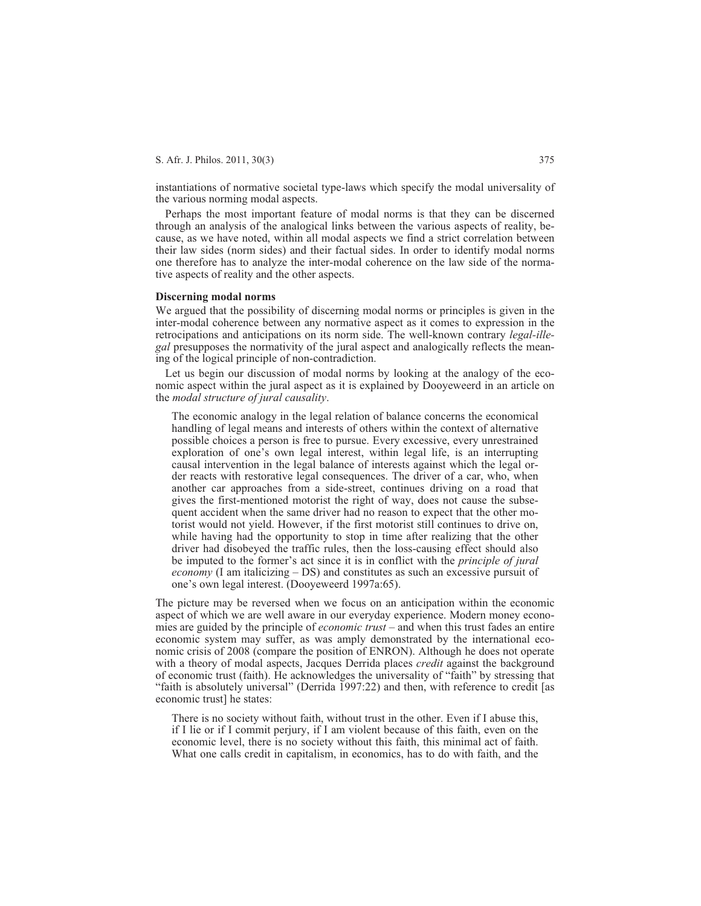instantiations of normative societal type-laws which specify the modal universality of the various norming modal aspects.

Perhaps the most important feature of modal norms is that they can be discerned through an analysis of the analogical links between the various aspects of reality, because, as we have noted, within all modal aspects we find a strict correlation between their law sides (norm sides) and their factual sides. In order to identify modal norms one therefore has to analyze the inter-modal coherence on the law side of the normative aspects of reality and the other aspects.

### Discerning modal norms

We argued that the possibility of discerning modal norms or principles is given in the inter-modal coherence between any normative aspect as it comes to expression in the retrocipations and anticipations on its norm side. The well-known contrary *legal-illegal* presupposes the normativity of the jural aspect and analogically reflects the meaning of the logical principle of non-contradiction.

Let us begin our discussion of modal norms by looking at the analogy of the economic aspect within the jural aspect as it is explained by Dooyeweerd in an article on the *modal structure of jural causality*.

> The economic analogy in the legal relation of balance concerns the economical handling of legal means and interests of others within the context of alternative possible choices a person is free to pursue. Every excessive, every unrestrained exploration of one's own legal interest, within legal life, is an interrupting causal intervention in the legal balance of interests against which the legal order reacts with restorative legal consequences. The driver of a car, who, when another car approaches from a side-street, continues driving on a road that gives the first-mentioned motorist the right of way, does not cause the subsequent accident when the same driver had no reason to expect that the other motorist would not yield. However, if the first motorist still continues to drive on, while having had the opportunity to stop in time after realizing that the other driver had disobeyed the traffic rules, then the loss-causing effect should also be imputed to the former's act since it is in conflict with the *principle of jural economy* (I am italicizing – DS) and constitutes as such an excessive pursuit of one's own legal interest. (Dooyeweerd 1997a:65).

The picture may be reversed when we focus on an anticipation within the economic aspect of which we are well aware in our everyday experience. Modern money economies are guided by the principle of *economic trust* – and when this trust fades an entire economic system may suffer, as was amply demonstrated by the international economic crisis of 2008 (compare the position of ENRON). Although he does not operate with a theory of modal aspects, Jacques Derrida places *credit* against the background of economic trust (faith). He acknowledges the universality of "faith" by stressing that "faith is absolutely universal" (Derrida 1997:22) and then, with reference to credit [as economic trust] he states:

> There is no society without faith, without trust in the other. Even if I abuse this, if I lie or if I commit perjury, if I am violent because of this faith, even on the economic level, there is no society without this faith, this minimal act of faith. What one calls credit in capitalism, in economics, has to do with faith, and the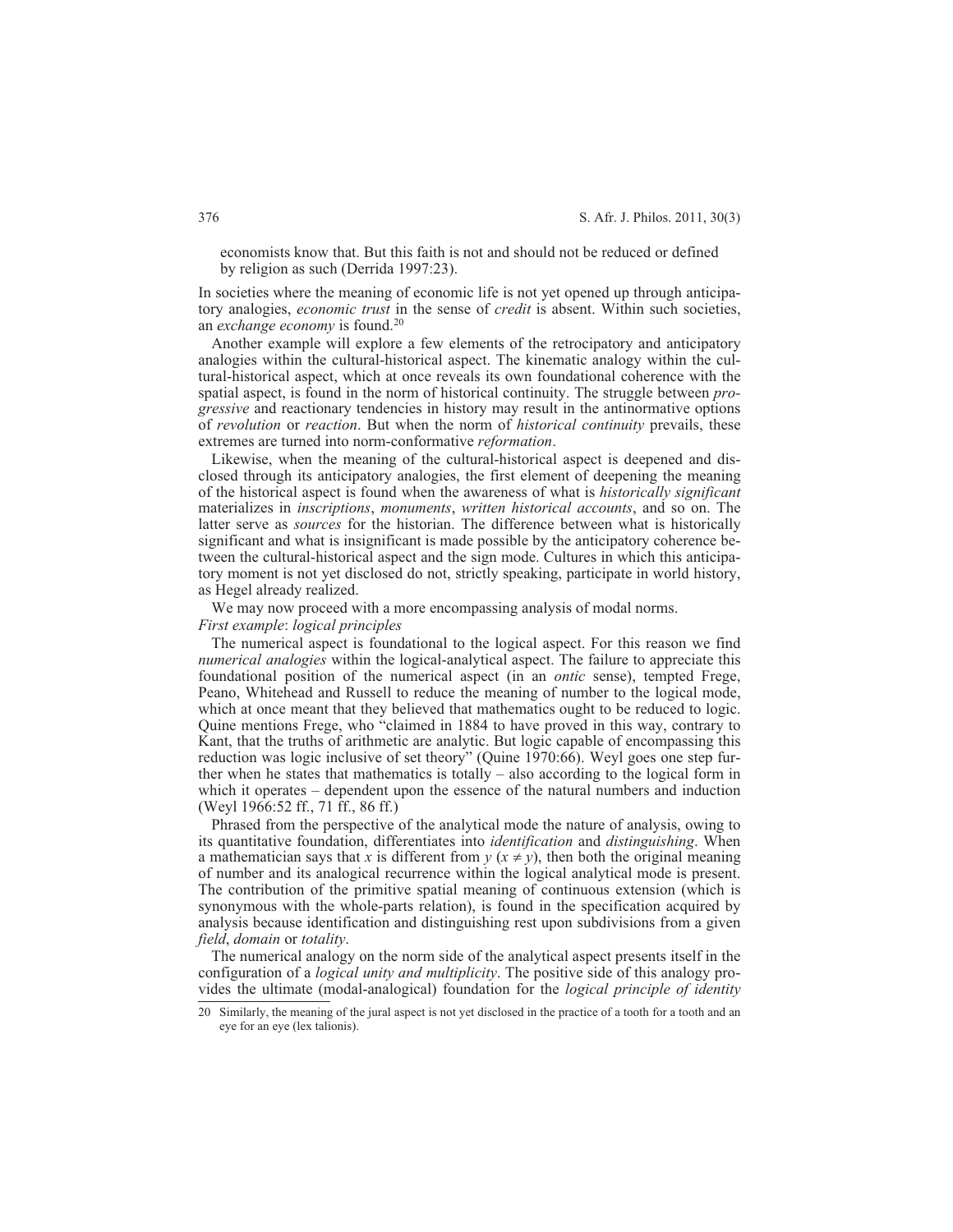economists know that. But this faith is not and should not be reduced or defined by religion as such (Derrida 1997:23).

In societies where the meaning of economic life is not yet opened up through anticipatory analogies, *economic trust* in the sense of *credit* is absent. Within such societies, an *exchange economy* is found.[20]

Another example will explore a few elements of the retrocipatory and anticipatory analogies within the cultural-historical aspect. The kinematic analogy within the cultural-historical aspect, which at once reveals its own foundational coherence with the spatial aspect, is found in the norm of historical continuity. The struggle between *progressive* and reactionary tendencies in history may result in the antinormative options of *revolution* or *reaction*. But when the norm of *historical continuity* prevails, these extremes are turned into norm-conformative *reformation*.

Likewise, when the meaning of the cultural-historical aspect is deepened and disclosed through its anticipatory analogies, the first element of deepening the meaning of the historical aspect is found when the awareness of what is *historically significant* materializes in *inscriptions*, *monuments*, *written historical accounts*, and so on. The latter serve as *sources* for the historian. The difference between what is historically significant and what is insignificant is made possible by the anticipatory coherence between the cultural-historical aspect and the sign mode. Cultures in which this anticipatory moment is not yet disclosed do not, strictly speaking, participate in world history, as Hegel already realized.

We may now proceed with a more encompassing analysis of modal norms.

*First example*: *logical principles*

The numerical aspect is foundational to the logical aspect. For this reason we find *numerical analogies* within the logical-analytical aspect. The failure to appreciate this foundational position of the numerical aspect (in an *ontic* sense), tempted Frege, Peano, Whitehead and Russell to reduce the meaning of number to the logical mode, which at once meant that they believed that mathematics ought to be reduced to logic. Quine mentions Frege, who "claimed in 1884 to have proved in this way, contrary to Kant, that the truths of arithmetic are analytic. But logic capable of encompassing this reduction was logic inclusive of set theory" (Quine 1970:66). Weyl goes one step further when he states that mathematics is totally – also according to the logical form in which it operates – dependent upon the essence of the natural numbers and induction (Weyl 1966:52 ff., 71 ff., 86 ff.)

Phrased from the perspective of the analytical mode the nature of analysis, owing to its quantitative foundation, differentiates into *identification* and *distinguishing*. When a mathematician says that $x$ is different from $y$ ($x \neq y$), then both the original meaning of number and its analogical recurrence within the logical analytical mode is present. The contribution of the primitive spatial meaning of continuous extension (which is synonymous with the whole-parts relation), is found in the specification acquired by analysis because identification and distinguishing rest upon subdivisions from a given *field*, *domain* or *totality*.

The numerical analogy on the norm side of the analytical aspect presents itself in the configuration of a *logical unity and multiplicity*. The positive side of this analogy provides the ultimate (modal-analogical) foundation for the *logical principle of identity*

20 Similarly, the meaning of the jural aspect is not yet disclosed in the practice of a tooth for a tooth and an eye for an eye (lex talionis).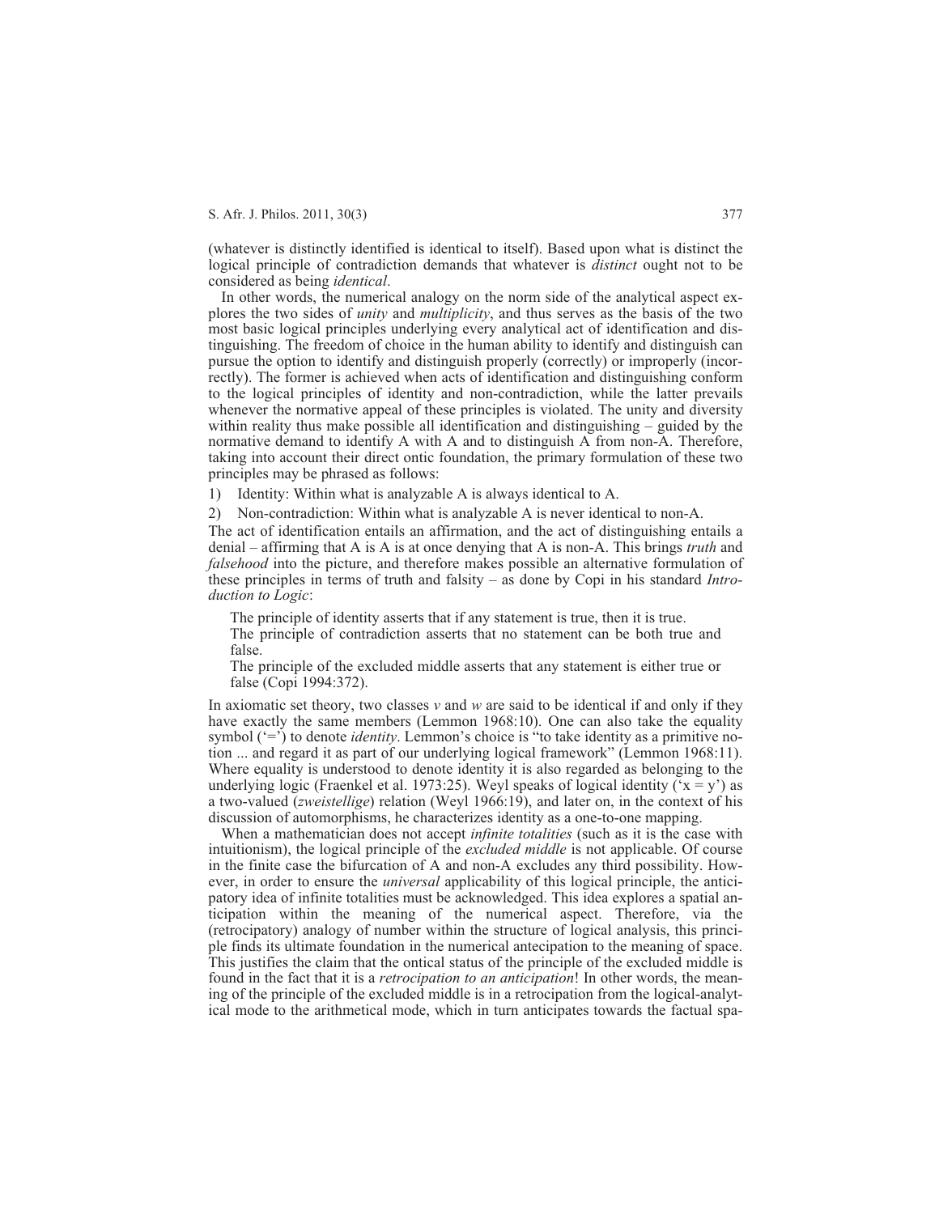(whatever is distinctly identified is identical to itself). Based upon what is distinct the logical principle of contradiction demands that whatever is *distinct* ought not to be considered as being *identical*.

In other words, the numerical analogy on the norm side of the analytical aspect explores the two sides of *unity* and *multiplicity*, and thus serves as the basis of the two most basic logical principles underlying every analytical act of identification and distinguishing. The freedom of choice in the human ability to identify and distinguish can pursue the option to identify and distinguish properly (correctly) or improperly (incorrectly). The former is achieved when acts of identification and distinguishing conform to the logical principles of identity and non-contradiction, while the latter prevails whenever the normative appeal of these principles is violated. The unity and diversity within reality thus make possible all identification and distinguishing – guided by the normative demand to identify A with A and to distinguish A from non-A. Therefore, taking into account their direct ontic foundation, the primary formulation of these two principles may be phrased as follows:

1) Identity: Within what is analyzable A is always identical to A.
2) Non-contradiction: Within what is analyzable A is never identical to non-A.

The act of identification entails an affirmation, and the act of distinguishing entails a denial – affirming that A is A is at once denying that A is non-A. This brings *truth* and *falsehood* into the picture, and therefore makes possible an alternative formulation of these principles in terms of truth and falsity – as done by Copi in his standard *Introduction to Logic*:

> The principle of identity asserts that if any statement is true, then it is true.
> The principle of contradiction asserts that no statement can be both true and false.
> The principle of the excluded middle asserts that any statement is either true or false (Copi 1994:372).

In axiomatic set theory, two classes *v* and *w* are said to be identical if and only if they have exactly the same members (Lemmon 1968:10). One can also take the equality symbol ('=') to denote *identity*. Lemmon's choice is "to take identity as a primitive notion ... and regard it as part of our underlying logical framework" (Lemmon 1968:11). Where equality is understood to denote identity it is also regarded as belonging to the underlying logic (Fraenkel et al. 1973:25). Weyl speaks of logical identity ('x = y') as a two-valued (*zweistellige*) relation (Weyl 1966:19), and later on, in the context of his discussion of automorphisms, he characterizes identity as a one-to-one mapping.

When a mathematician does not accept *infinite totalities* (such as it is the case with intuitionism), the logical principle of the *excluded middle* is not applicable. Of course in the finite case the bifurcation of A and non-A excludes any third possibility. However, in order to ensure the *universal* applicability of this logical principle, the anticipatory idea of infinite totalities must be acknowledged. This idea explores a spatial anticipation within the meaning of the numerical aspect. Therefore, via the (retrocipatory) analogy of number within the structure of logical analysis, this principle finds its ultimate foundation in the numerical antecipation to the meaning of space. This justifies the claim that the ontical status of the principle of the excluded middle is found in the fact that it is a *retrocipation to an anticipation*! In other words, the meaning of the principle of the excluded middle is in a retrocipation from the logical-analytical mode to the arithmetical mode, which in turn anticipates towards the factual spa-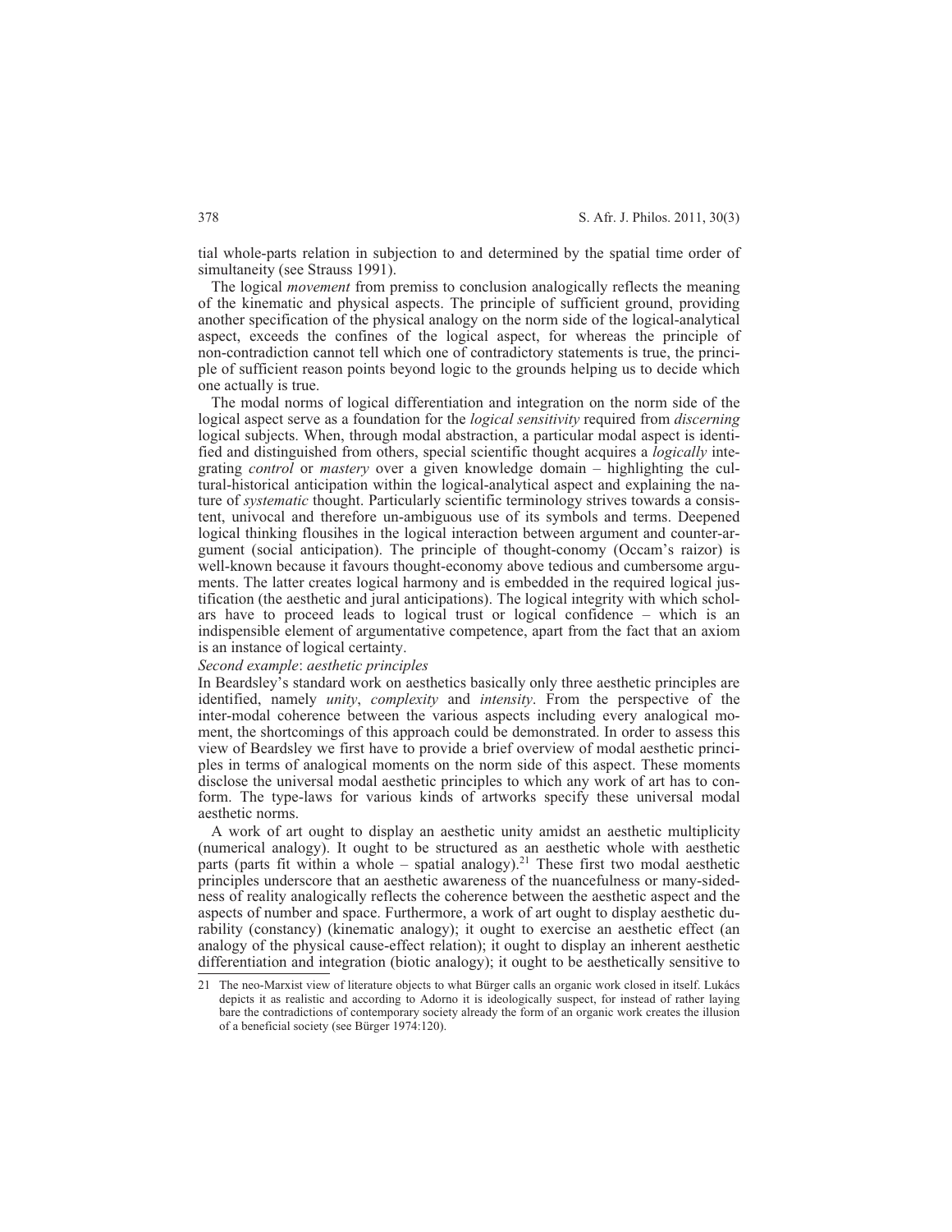tial whole-parts relation in subjection to and determined by the spatial time order of simultaneity (see Strauss 1991).

The logical *movement* from premiss to conclusion analogically reflects the meaning of the kinematic and physical aspects. The principle of sufficient ground, providing another specification of the physical analogy on the norm side of the logical-analytical aspect, exceeds the confines of the logical aspect, for whereas the principle of non-contradiction cannot tell which one of contradictory statements is true, the principle of sufficient reason points beyond logic to the grounds helping us to decide which one actually is true.

The modal norms of logical differentiation and integration on the norm side of the logical aspect serve as a foundation for the *logical sensitivity* required from *discerning* logical subjects. When, through modal abstraction, a particular modal aspect is identified and distinguished from others, special scientific thought acquires a *logically* integrating *control* or *mastery* over a given knowledge domain – highlighting the cultural-historical anticipation within the logical-analytical aspect and explaining the nature of *systematic* thought. Particularly scientific terminology strives towards a consistent, univocal and therefore un-ambiguous use of its symbols and terms. Deepened logical thinking flousihes in the logical interaction between argument and counter-argument (social anticipation). The principle of thought-conomy (Occam's raizor) is well-known because it favours thought-economy above tedious and cumbersome arguments. The latter creates logical harmony and is embedded in the required logical justification (the aesthetic and jural anticipations). The logical integrity with which scholars have to proceed leads to logical trust or logical confidence – which is an indispensible element of argumentative competence, apart from the fact that an axiom is an instance of logical certainty.

*Second example*: *aesthetic principles*

In Beardsley's standard work on aesthetics basically only three aesthetic principles are identified, namely *unity*, *complexity* and *intensity*. From the perspective of the inter-modal coherence between the various aspects including every analogical moment, the shortcomings of this approach could be demonstrated. In order to assess this view of Beardsley we first have to provide a brief overview of modal aesthetic principles in terms of analogical moments on the norm side of this aspect. These moments disclose the universal modal aesthetic principles to which any work of art has to conform. The type-laws for various kinds of artworks specify these universal modal aesthetic norms.

A work of art ought to display an aesthetic unity amidst an aesthetic multiplicity (numerical analogy). It ought to be structured as an aesthetic whole with aesthetic parts (parts fit within a whole – spatial analogy).[21] These first two modal aesthetic principles underscore that an aesthetic awareness of the nuancefulness or many-sidedness of reality analogically reflects the coherence between the aesthetic aspect and the aspects of number and space. Furthermore, a work of art ought to display aesthetic durability (constancy) (kinematic analogy); it ought to exercise an aesthetic effect (an analogy of the physical cause-effect relation); it ought to display an inherent aesthetic differentiation and integration (biotic analogy); it ought to be aesthetically sensitive to

21 The neo-Marxist view of literature objects to what Bürger calls an organic work closed in itself. Lukács depicts it as realistic and according to Adorno it is ideologically suspect, for instead of rather laying bare the contradictions of contemporary society already the form of an organic work creates the illusion of a beneficial society (see Bürger 1974:120).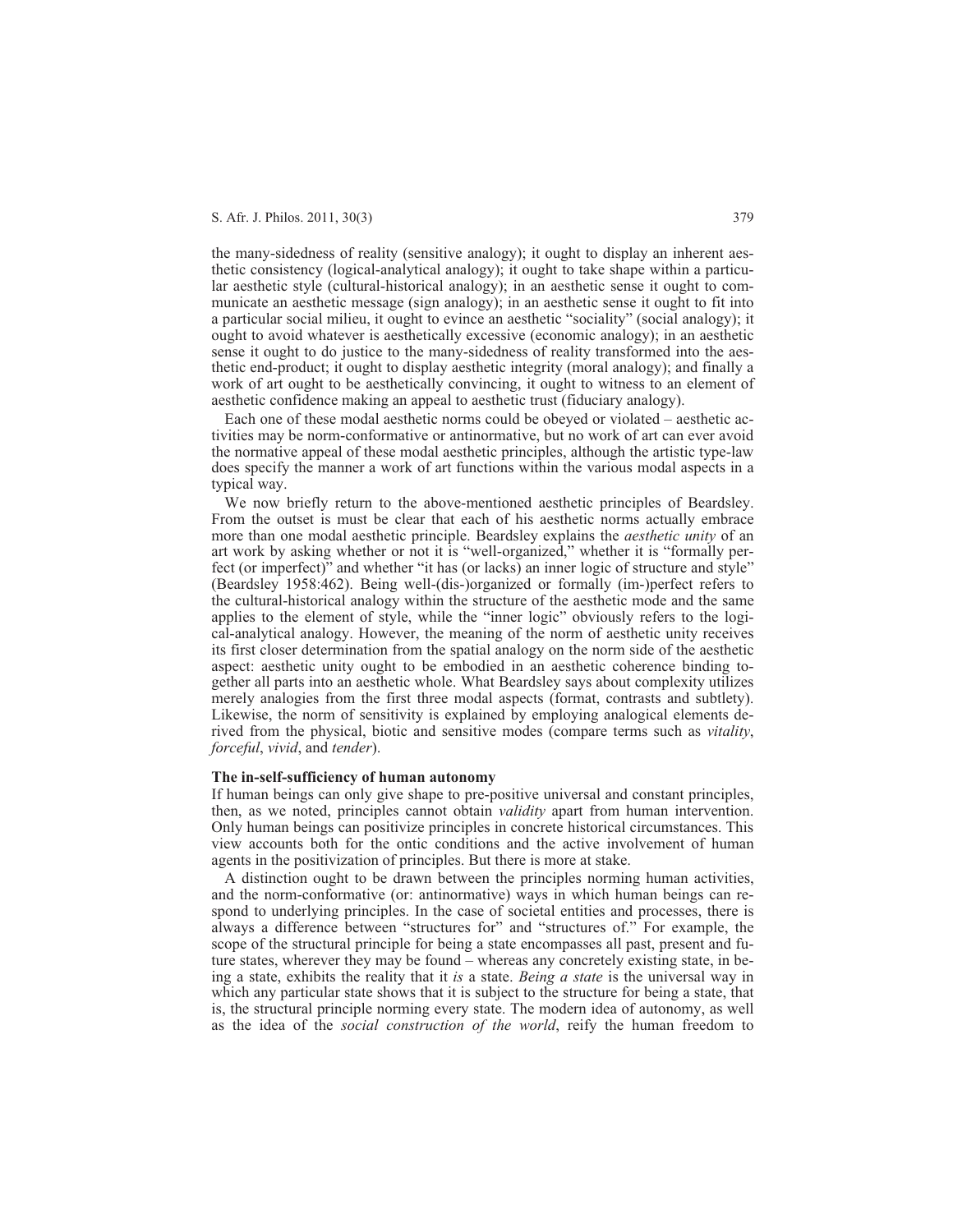the many-sidedness of reality (sensitive analogy); it ought to display an inherent aesthetic consistency (logical-analytical analogy); it ought to take shape within a particular aesthetic style (cultural-historical analogy); in an aesthetic sense it ought to communicate an aesthetic message (sign analogy); in an aesthetic sense it ought to fit into a particular social milieu, it ought to evince an aesthetic "sociality" (social analogy); it ought to avoid whatever is aesthetically excessive (economic analogy); in an aesthetic sense it ought to do justice to the many-sidedness of reality transformed into the aesthetic end-product; it ought to display aesthetic integrity (moral analogy); and finally a work of art ought to be aesthetically convincing, it ought to witness to an element of aesthetic confidence making an appeal to aesthetic trust (fiduciary analogy).

Each one of these modal aesthetic norms could be obeyed or violated – aesthetic activities may be norm-conformative or antinormative, but no work of art can ever avoid the normative appeal of these modal aesthetic principles, although the artistic type-law does specify the manner a work of art functions within the various modal aspects in a typical way.

We now briefly return to the above-mentioned aesthetic principles of Beardsley. From the outset is must be clear that each of his aesthetic norms actually embrace more than one modal aesthetic principle. Beardsley explains the *aesthetic unity* of an art work by asking whether or not it is "well-organized," whether it is "formally perfect (or imperfect)" and whether "it has (or lacks) an inner logic of structure and style" (Beardsley 1958:462). Being well-(dis-)organized or formally (im-)perfect refers to the cultural-historical analogy within the structure of the aesthetic mode and the same applies to the element of style, while the "inner logic" obviously refers to the logical-analytical analogy. However, the meaning of the norm of aesthetic unity receives its first closer determination from the spatial analogy on the norm side of the aesthetic aspect: aesthetic unity ought to be embodied in an aesthetic coherence binding together all parts into an aesthetic whole. What Beardsley says about complexity utilizes merely analogies from the first three modal aspects (format, contrasts and subtlety). Likewise, the norm of sensitivity is explained by employing analogical elements derived from the physical, biotic and sensitive modes (compare terms such as *vitality*, *forceful*, *vivid*, and *tender*).

### The in-self-sufficiency of human autonomy

If human beings can only give shape to pre-positive universal and constant principles, then, as we noted, principles cannot obtain *validity* apart from human intervention. Only human beings can positivize principles in concrete historical circumstances. This view accounts both for the ontic conditions and the active involvement of human agents in the positivization of principles. But there is more at stake.

A distinction ought to be drawn between the principles norming human activities, and the norm-conformative (or: antinormative) ways in which human beings can respond to underlying principles. In the case of societal entities and processes, there is always a difference between "structures for" and "structures of." For example, the scope of the structural principle for being a state encompasses all past, present and future states, wherever they may be found – whereas any concretely existing state, in being a state, exhibits the reality that it *is* a state. *Being a state* is the universal way in which any particular state shows that it is subject to the structure for being a state, that is, the structural principle norming every state. The modern idea of autonomy, as well as the idea of the *social construction of the world*, reify the human freedom to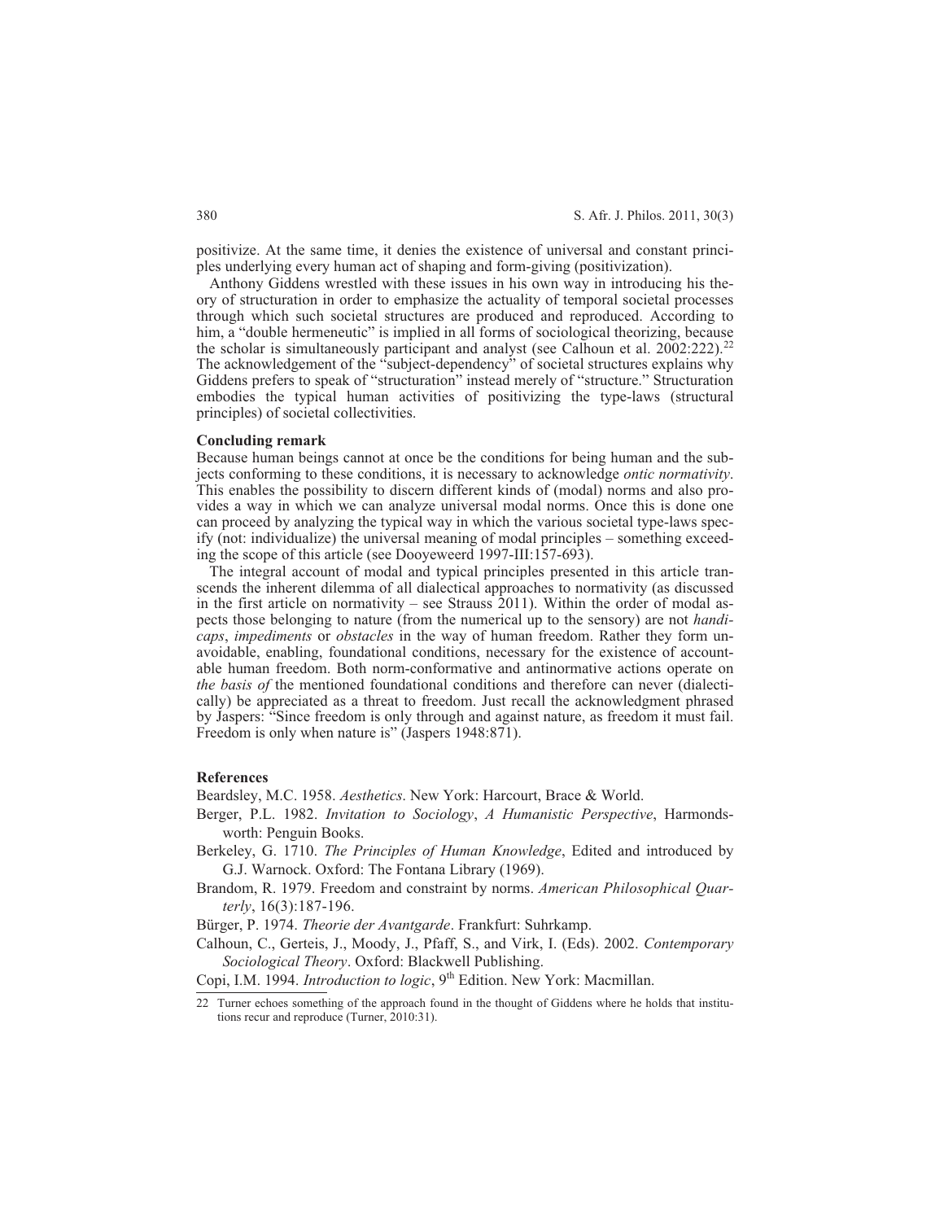positivize. At the same time, it denies the existence of universal and constant principles underlying every human act of shaping and form-giving (positivization).

Anthony Giddens wrestled with these issues in his own way in introducing his theory of structuration in order to emphasize the actuality of temporal societal processes through which such societal structures are produced and reproduced. According to him, a "double hermeneutic" is implied in all forms of sociological theorizing, because the scholar is simultaneously participant and analyst (see Calhoun et al. 2002:222).[22] The acknowledgement of the "subject-dependency" of societal structures explains why Giddens prefers to speak of "structuration" instead merely of "structure." Structuration embodies the typical human activities of positivizing the type-laws (structural principles) of societal collectivities.

**Concluding remark**

Because human beings cannot at once be the conditions for being human and the subjects conforming to these conditions, it is necessary to acknowledge *ontic normativity*. This enables the possibility to discern different kinds of (modal) norms and also provides a way in which we can analyze universal modal norms. Once this is done one can proceed by analyzing the typical way in which the various societal type-laws specify (not: individualize) the universal meaning of modal principles – something exceeding the scope of this article (see Dooyeweerd 1997-III:157-693).

The integral account of modal and typical principles presented in this article transcends the inherent dilemma of all dialectical approaches to normativity (as discussed in the first article on normativity – see Strauss 2011). Within the order of modal aspects those belonging to nature (from the numerical up to the sensory) are not *handicaps*, *impediments* or *obstacles* in the way of human freedom. Rather they form unavoidable, enabling, foundational conditions, necessary for the existence of accountable human freedom. Both norm-conformative and antinormative actions operate on *the basis of* the mentioned foundational conditions and therefore can never (dialectically) be appreciated as a threat to freedom. Just recall the acknowledgment phrased by Jaspers: "Since freedom is only through and against nature, as freedom it must fail. Freedom is only when nature is" (Jaspers 1948:871).

**References**

Beardsley, M.C. 1958. *Aesthetics*. New York: Harcourt, Brace & World.

Berger, P.L. 1982. *Invitation to Sociology*, *A Humanistic Perspective*, Harmondsworth: Penguin Books.

Berkeley, G. 1710. *The Principles of Human Knowledge*, Edited and introduced by G.J. Warnock. Oxford: The Fontana Library (1969).

Brandom, R. 1979. Freedom and constraint by norms. *American Philosophical Quarterly*, 16(3):187-196.

Bürger, P. 1974. *Theorie der Avantgarde*. Frankfurt: Suhrkamp.

Calhoun, C., Gerteis, J., Moody, J., Pfaff, S., and Virk, I. (Eds). 2002. *Contemporary Sociological Theory*. Oxford: Blackwell Publishing.

Copi, I.M. 1994. *Introduction to logic*, 9th Edition. New York: Macmillan.

[22] Turner echoes something of the approach found in the thought of Giddens where he holds that institutions recur and reproduce (Turner, 2010:31).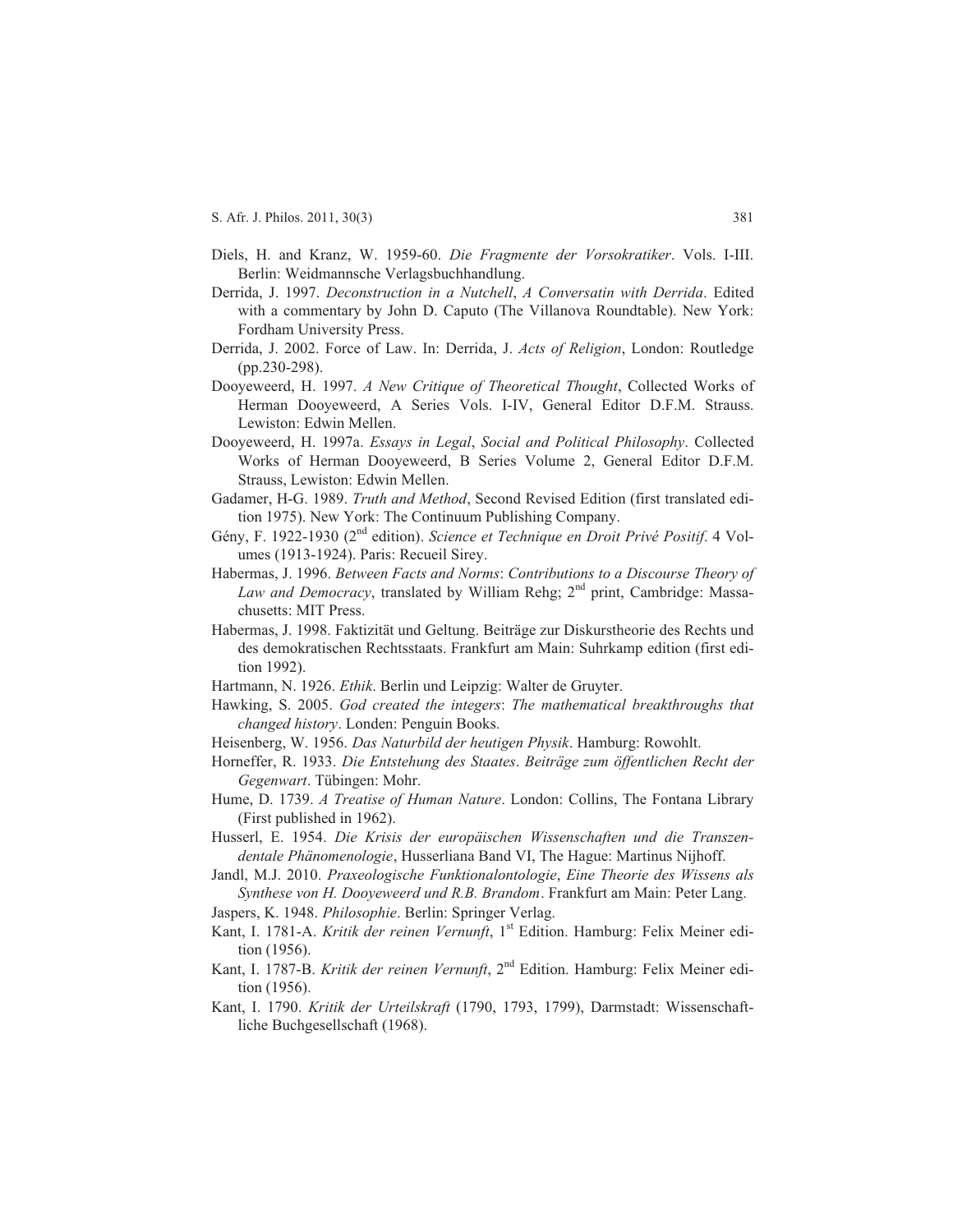Diels, H. and Kranz, W. 1959-60. *Die Fragmente der Vorsokratiker*. Vols. I-III. Berlin: Weidmannsche Verlagsbuchhandlung.

Derrida, J. 1997. *Deconstruction in a Nutchell*, *A Conversatin with Derrida*. Edited with a commentary by John D. Caputo (The Villanova Roundtable). New York: Fordham University Press.

Derrida, J. 2002. Force of Law. In: Derrida, J. *Acts of Religion*, London: Routledge (pp.230-298).

Dooyeweerd, H. 1997. *A New Critique of Theoretical Thought*, Collected Works of Herman Dooyeweerd, A Series Vols. I-IV, General Editor D.F.M. Strauss. Lewiston: Edwin Mellen.

Dooyeweerd, H. 1997a. *Essays in Legal*, *Social and Political Philosophy*. Collected Works of Herman Dooyeweerd, B Series Volume 2, General Editor D.F.M. Strauss, Lewiston: Edwin Mellen.

Gadamer, H-G. 1989. *Truth and Method*, Second Revised Edition (first translated edition 1975). New York: The Continuum Publishing Company.

Gény, F. 1922-1930 (2nd edition). *Science et Technique en Droit Privé Positif*. 4 Volumes (1913-1924). Paris: Recueil Sirey.

Habermas, J. 1996. *Between Facts and Norms*: *Contributions to a Discourse Theory of Law and Democracy*, translated by William Rehg; 2nd print, Cambridge: Massachusetts: MIT Press.

Habermas, J. 1998. Faktizität und Geltung. Beiträge zur Diskurstheorie des Rechts und des demokratischen Rechtsstaats. Frankfurt am Main: Suhrkamp edition (first edition 1992).

Hartmann, N. 1926. *Ethik*. Berlin und Leipzig: Walter de Gruyter.

Hawking, S. 2005. *God created the integers*: *The mathematical breakthroughs that changed history*. Londen: Penguin Books.

Heisenberg, W. 1956. *Das Naturbild der heutigen Physik*. Hamburg: Rowohlt.

Horneffer, R. 1933. *Die Entstehung des Staates*. *Beiträge zum öffentlichen Recht der Gegenwart*. Tübingen: Mohr.

Hume, D. 1739. *A Treatise of Human Nature*. London: Collins, The Fontana Library (First published in 1962).

Husserl, E. 1954. *Die Krisis der europäischen Wissenschaften und die Transzendentale Phänomenologie*, Husserliana Band VI, The Hague: Martinus Nijhoff.

Jandl, M.J. 2010. *Praxeologische Funktionalontologie*, *Eine Theorie des Wissens als Synthese von H. Dooyeweerd und R.B. Brandom*. Frankfurt am Main: Peter Lang.

Jaspers, K. 1948. *Philosophie*. Berlin: Springer Verlag.

Kant, I. 1781-A. *Kritik der reinen Vernunft*, 1st Edition. Hamburg: Felix Meiner edition (1956).

Kant, I. 1787-B. *Kritik der reinen Vernunft*, 2nd Edition. Hamburg: Felix Meiner edition (1956).

Kant, I. 1790. *Kritik der Urteilskraft* (1790, 1793, 1799), Darmstadt: Wissenschaftliche Buchgesellschaft (1968).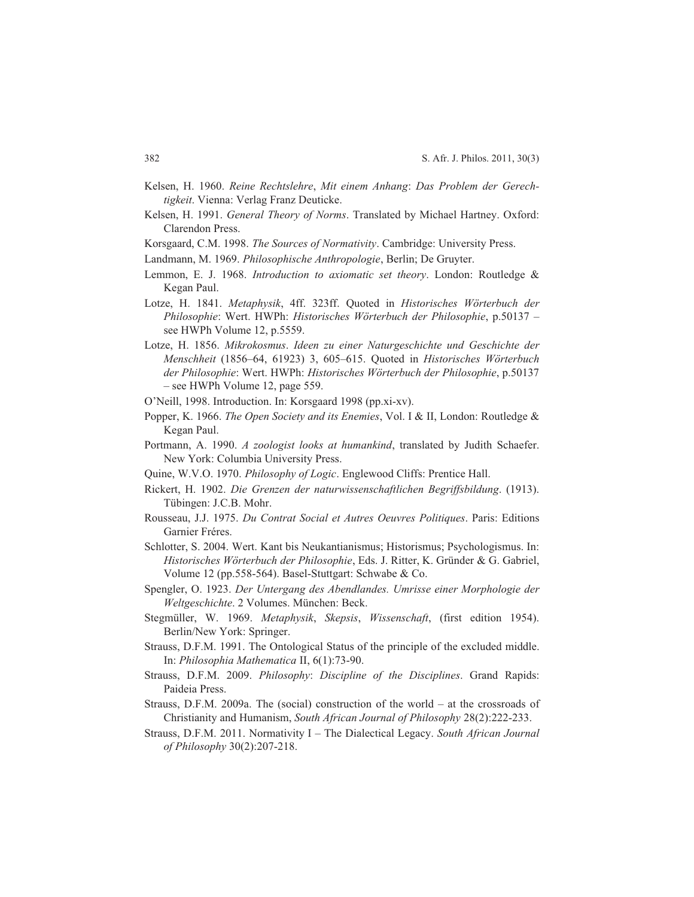Kelsen, H. 1960. *Reine Rechtslehre*, *Mit einem Anhang*: *Das Problem der Gerechtigkeit*. Vienna: Verlag Franz Deuticke.

Kelsen, H. 1991. *General Theory of Norms*. Translated by Michael Hartney. Oxford: Clarendon Press.

Korsgaard, C.M. 1998. *The Sources of Normativity*. Cambridge: University Press.

Landmann, M. 1969. *Philosophische Anthropologie*, Berlin; De Gruyter.

Lemmon, E. J. 1968. *Introduction to axiomatic set theory*. London: Routledge & Kegan Paul.

Lotze, H. 1841. *Metaphysik*, 4ff. 323ff. Quoted in *Historisches Wörterbuch der Philosophie*: Wert. HWPh: *Historisches Wörterbuch der Philosophie*, p.50137 – see HWPh Volume 12, p.5559.

Lotze, H. 1856. *Mikrokosmus*. *Ideen zu einer Naturgeschichte und Geschichte der Menschheit* (1856–64, 61923) 3, 605–615. Quoted in *Historisches Wörterbuch der Philosophie*: Wert. HWPh: *Historisches Wörterbuch der Philosophie*, p.50137 – see HWPh Volume 12, page 559.

O'Neill, 1998. Introduction. In: Korsgaard 1998 (pp.xi-xv).

Popper, K. 1966. *The Open Society and its Enemies*, Vol. I & II, London: Routledge & Kegan Paul.

Portmann, A. 1990. *A zoologist looks at humankind*, translated by Judith Schaefer. New York: Columbia University Press.

Quine, W.V.O. 1970. *Philosophy of Logic*. Englewood Cliffs: Prentice Hall.

Rickert, H. 1902. *Die Grenzen der naturwissenschaftlichen Begriffsbildung*. (1913). Tübingen: J.C.B. Mohr.

Rousseau, J.J. 1975. *Du Contrat Social et Autres Oeuvres Politiques*. Paris: Editions Garnier Fréres.

Schlotter, S. 2004. Wert. Kant bis Neukantianismus; Historismus; Psychologismus. In: *Historisches Wörterbuch der Philosophie*, Eds. J. Ritter, K. Gründer & G. Gabriel, Volume 12 (pp.558-564). Basel-Stuttgart: Schwabe & Co.

Spengler, O. 1923. *Der Untergang des Abendlandes. Umrisse einer Morphologie der Weltgeschichte*. 2 Volumes. München: Beck.

Stegmüller, W. 1969. *Metaphysik*, *Skepsis*, *Wissenschaft*, (first edition 1954). Berlin/New York: Springer.

Strauss, D.F.M. 1991. The Ontological Status of the principle of the excluded middle. In: *Philosophia Mathematica* II, 6(1):73-90.

Strauss, D.F.M. 2009. *Philosophy*: *Discipline of the Disciplines*. Grand Rapids: Paideia Press.

Strauss, D.F.M. 2009a. The (social) construction of the world – at the crossroads of Christianity and Humanism, *South African Journal of Philosophy* 28(2):222-233.

Strauss, D.F.M. 2011. Normativity I – The Dialectical Legacy. *South African Journal of Philosophy* 30(2):207-218.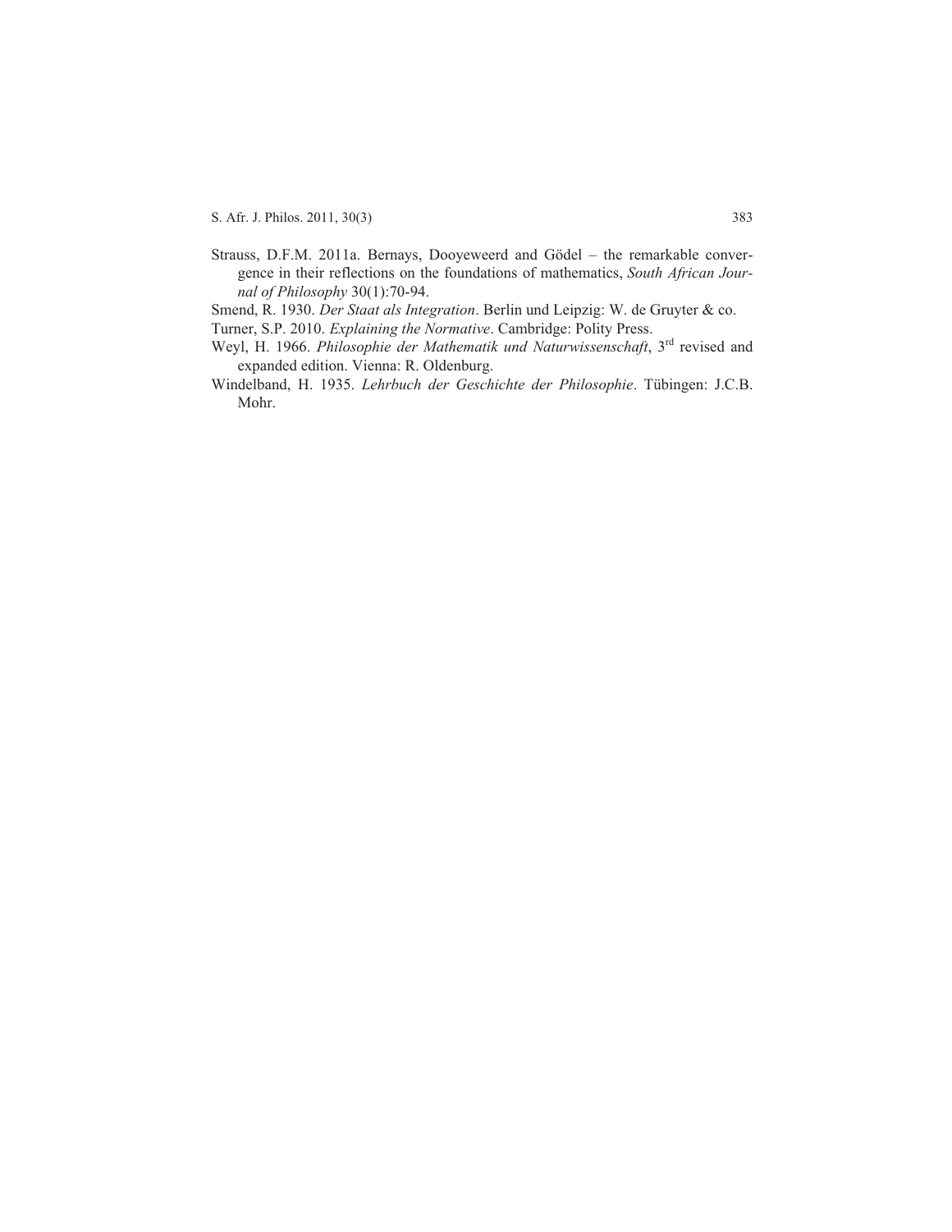Strauss, D.F.M. 2011a. Bernays, Dooyeweerd and Gödel – the remarkable convergence in their reflections on the foundations of mathematics, *South African Journal of Philosophy* 30(1):70-94.

Smend, R. 1930. *Der Staat als Integration*. Berlin und Leipzig: W. de Gruyter & co.

Turner, S.P. 2010. *Explaining the Normative*. Cambridge: Polity Press.

Weyl, H. 1966. *Philosophie der Mathematik und Naturwissenschaft*, 3rd revised and expanded edition. Vienna: R. Oldenburg.

Windelband, H. 1935. *Lehrbuch der Geschichte der Philosophie*. Tübingen: J.C.B. Mohr.